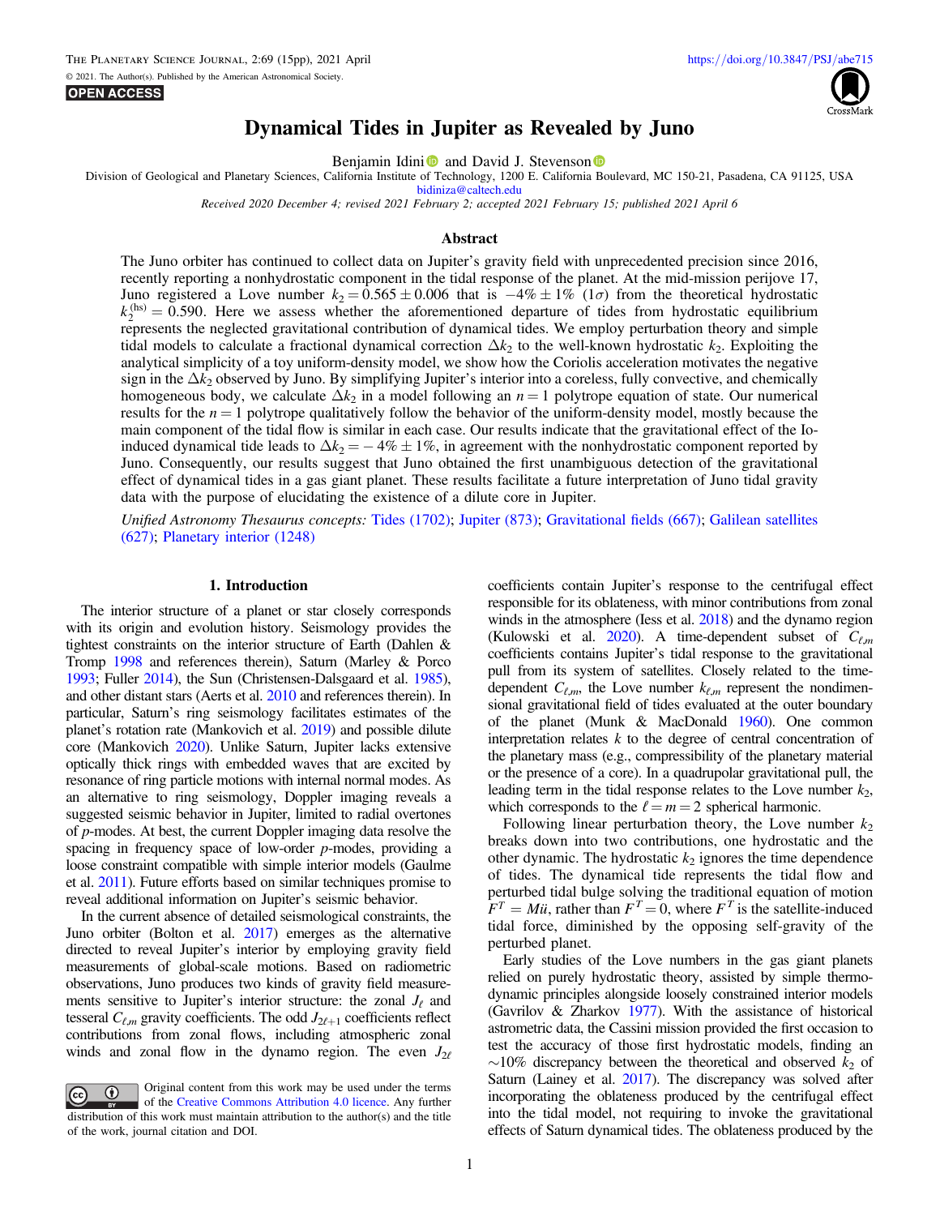# Dynamical Tides in Jupiter as Revealed by Juno

Benjamin Idini and David J. Stevenson

Division of Geological and Planetary Sciences, California Institute of Technology, 1200 E. California Boulevard, MC 150-21, Pasadena, CA 91125, USA
bidiniza@caltech.edu

*Received 2020 December 4; revised 2021 February 2; accepted 2021 February 15; published 2021 April 6*

## Abstract

The Juno orbiter has continued to collect data on Jupiter's gravity field with unprecedented precision since 2016, recently reporting a nonhydrostatic component in the tidal response of the planet. At the mid-mission perijove 17, Juno registered a Love number $k_2 = 0.565 \pm 0.006$ that is $-4\% \pm 1\%$ ($1\sigma$) from the theoretical hydrostatic $k_2^{(\mathrm{hs})} = 0.590$. Here we assess whether the aforementioned departure of tides from hydrostatic equilibrium represents the neglected gravitational contribution of dynamical tides. We employ perturbation theory and simple tidal models to calculate a fractional dynamical correction $\Delta k_2$ to the well-known hydrostatic $k_2$. Exploiting the analytical simplicity of a toy uniform-density model, we show how the Coriolis acceleration motivates the negative sign in the $\Delta k_2$ observed by Juno. By simplifying Jupiter's interior into a coreless, fully convective, and chemically homogeneous body, we calculate $\Delta k_2$ in a model following an $n = 1$ polytrope equation of state. Our numerical results for the $n = 1$ polytrope qualitatively follow the behavior of the uniform-density model, mostly because the main component of the tidal flow is similar in each case. Our results indicate that the gravitational effect of the Io-induced dynamical tide leads to $\Delta k_2 = -4\% \pm 1\%$, in agreement with the nonhydrostatic component reported by Juno. Consequently, our results suggest that Juno obtained the first unambiguous detection of the gravitational effect of dynamical tides in a gas giant planet. These results facilitate a future interpretation of Juno tidal gravity data with the purpose of elucidating the existence of a dilute core in Jupiter.

*Unified Astronomy Thesaurus concepts:* Tides (1702); Jupiter (873); Gravitational fields (667); Galilean satellites (627); Planetary interior (1248)

## 1. Introduction

The interior structure of a planet or star closely corresponds with its origin and evolution history. Seismology provides the tightest constraints on the interior structure of Earth (Dahlen & Tromp 1998 and references therein), Saturn (Marley & Porco 1993; Fuller 2014), the Sun (Christensen-Dalsgaard et al. 1985), and other distant stars (Aerts et al. 2010 and references therein). In particular, Saturn's ring seismology facilitates estimates of the planet's rotation rate (Mankovich et al. 2019) and possible dilute core (Mankovich 2020). Unlike Saturn, Jupiter lacks extensive optically thick rings with embedded waves that are excited by resonance of ring particle motions with internal normal modes. As an alternative to ring seismology, Doppler imaging reveals a suggested seismic behavior in Jupiter, limited to radial overtones of $p$-modes. At best, the current Doppler imaging data resolve the spacing in frequency space of low-order $p$-modes, providing a loose constraint compatible with simple interior models (Gaulme et al. 2011). Future efforts based on similar techniques promise to reveal additional information on Jupiter's seismic behavior.

In the current absence of detailed seismological constraints, the Juno orbiter (Bolton et al. 2017) emerges as the alternative directed to reveal Jupiter's interior by employing gravity field measurements of global-scale motions. Based on radiometric observations, Juno produces two kinds of gravity field measurements sensitive to Jupiter's interior structure: the zonal $J_\ell$ and tesseral $C_{\ell,m}$ gravity coefficients. The odd $J_{2\ell+1}$ coefficients reflect contributions from zonal flows, including atmospheric zonal winds and zonal flow in the dynamo region. The even $J_{2\ell}$ coefficients contain Jupiter's response to the centrifugal effect responsible for its oblateness, with minor contributions from zonal winds in the atmosphere (Iess et al. 2018) and the dynamo region (Kulowski et al. 2020). A time-dependent subset of $C_{\ell,m}$ coefficients contains Jupiter's tidal response to the gravitational pull from its system of satellites. Closely related to the time-dependent $C_{\ell,m}$, the Love number $k_{\ell,m}$ represent the nondimensional gravitational field of tides evaluated at the outer boundary of the planet (Munk & MacDonald 1960). One common interpretation relates $k$ to the degree of central concentration of the planetary mass (e.g., compressibility of the planetary material or the presence of a core). In a quadrupolar gravitational pull, the leading term in the tidal response relates to the Love number $k_2$, which corresponds to the $\ell = m = 2$ spherical harmonic.

Following linear perturbation theory, the Love number $k_2$ breaks down into two contributions, one hydrostatic and the other dynamic. The hydrostatic $k_2$ ignores the time dependence of tides. The dynamical tide represents the tidal flow and perturbed tidal bulge solving the traditional equation of motion $F^T = M\ddot{u}$, rather than $F^T = 0$, where $F^T$ is the satellite-induced tidal force, diminished by the opposing self-gravity of the perturbed planet.

Early studies of the Love numbers in the gas giant planets relied on purely hydrostatic theory, assisted by simple thermodynamic principles alongside loosely constrained interior models (Gavrilov & Zharkov 1977). With the assistance of historical astrometric data, the Cassini mission provided the first occasion to test the accuracy of those first hydrostatic models, finding an $\sim$10% discrepancy between the theoretical and observed $k_2$ of Saturn (Lainey et al. 2017). The discrepancy was solved after incorporating the oblateness produced by the centrifugal effect into the tidal model, not requiring to invoke the gravitational effects of Saturn dynamical tides. The oblateness produced by the

Original content from this work may be used under the terms of the Creative Commons Attribution 4.0 licence. Any further distribution of this work must maintain attribution to the author(s) and the title of the work, journal citation and DOI.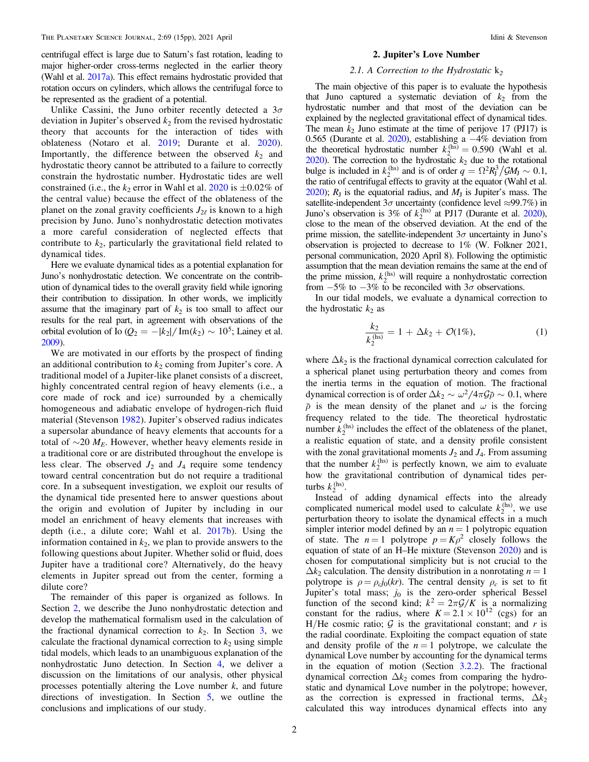centrifugal effect is large due to Saturn's fast rotation, leading to major higher-order cross-terms neglected in the earlier theory (Wahl et al. 2017a). This effect remains hydrostatic provided that rotation occurs on cylinders, which allows the centrifugal force to be represented as the gradient of a potential.

Unlike Cassini, the Juno orbiter recently detected a $3\sigma$ deviation in Jupiter's observed $k_2$ from the revised hydrostatic theory that accounts for the interaction of tides with oblateness (Notaro et al. 2019; Durante et al. 2020). Importantly, the difference between the observed $k_2$ and hydrostatic theory cannot be attributed to a failure to correctly constrain the hydrostatic number. Hydrostatic tides are well constrained (i.e., the $k_2$ error in Wahl et al. 2020 is $\pm 0.02\%$ of the central value) because the effect of the oblateness of the planet on the zonal gravity coefficients $J_{2\ell}$ is known to a high precision by Juno. Juno's nonhydrostatic detection motivates a more careful consideration of neglected effects that contribute to $k_2$, particularly the gravitational field related to dynamical tides.

Here we evaluate dynamical tides as a potential explanation for Juno's nonhydrostatic detection. We concentrate on the contribution of dynamical tides to the overall gravity field while ignoring their contribution to dissipation. In other words, we implicitly assume that the imaginary part of $k_2$ is too small to affect our results for the real part, in agreement with observations of the orbital evolution of Io ($Q_2 = -|k_2|/\,\mathrm{Im}(k_2) \sim 10^5$; Lainey et al. 2009).

We are motivated in our efforts by the prospect of finding an additional contribution to $k_2$ coming from Jupiter's core. A traditional model of a Jupiter-like planet consists of a discreet, highly concentrated central region of heavy elements (i.e., a core made of rock and ice) surrounded by a chemically homogeneous and adiabatic envelope of hydrogen-rich fluid material (Stevenson 1982). Jupiter's observed radius indicates a supersolar abundance of heavy elements that accounts for a total of $\sim 20\ M_E$. However, whether heavy elements reside in a traditional core or are distributed throughout the envelope is less clear. The observed $J_2$ and $J_4$ require some tendency toward central concentration but do not require a traditional core. In a subsequent investigation, we exploit our results of the dynamical tide presented here to answer questions about the origin and evolution of Jupiter by including in our model an enrichment of heavy elements that increases with depth (i.e., a dilute core; Wahl et al. 2017b). Using the information contained in $k_2$, we plan to provide answers to the following questions about Jupiter. Whether solid or fluid, does Jupiter have a traditional core? Alternatively, do the heavy elements in Jupiter spread out from the center, forming a dilute core?

The remainder of this paper is organized as follows. In Section 2, we describe the Juno nonhydrostatic detection and develop the mathematical formalism used in the calculation of the fractional dynamical correction to $k_2$. In Section 3, we calculate the fractional dynamical correction to $k_2$ using simple tidal models, which leads to an unambiguous explanation of the nonhydrostatic Juno detection. In Section 4, we deliver a discussion on the limitations of our analysis, other physical processes potentially altering the Love number $k$, and future directions of investigation. In Section 5, we outline the conclusions and implications of our study.

## 2. Jupiter's Love Number

### 2.1. A Correction to the Hydrostatic $k_2$

The main objective of this paper is to evaluate the hypothesis that Juno captured a systematic deviation of $k_2$ from the hydrostatic number and that most of the deviation can be explained by the neglected gravitational effect of dynamical tides. The mean $k_2$ Juno estimate at the time of perijove 17 (PJ17) is 0.565 (Durante et al. 2020), establishing a $-4\%$ deviation from the theoretical hydrostatic number $k_2^{(\mathrm{hs})} = 0.590$ (Wahl et al. 2020). The correction to the hydrostatic $k_2$ due to the rotational bulge is included in $k_2^{(\mathrm{hs})}$ and is of order $q = \Omega^2 R_J^3/\mathcal{G}M_J \sim 0.1$, the ratio of centrifugal effects to gravity at the equator (Wahl et al. 2020); $R_J$ is the equatorial radius, and $M_J$ is Jupiter's mass. The satellite-independent $3\sigma$ uncertainty (confidence level $\approx 99.7\%$) in Juno's observation is 3% of $k_2^{(\mathrm{hs})}$ at PJ17 (Durante et al. 2020), close to the mean of the observed deviation. At the end of the prime mission, the satellite-independent $3\sigma$ uncertainty in Juno's observation is projected to decrease to 1% (W. Folkner 2021, personal communication, 2020 April 8). Following the optimistic assumption that the mean deviation remains the same at the end of the prime mission, $k_2^{(\mathrm{hs})}$ will require a nonhydrostatic correction from $-5\%$ to $-3\%$ to be reconciled with $3\sigma$ observations.

In our tidal models, we evaluate a dynamical correction to the hydrostatic $k_2$ as

$$\frac{k_2}{k_2^{(\mathrm{hs})}} = 1 + \Delta k_2 + \mathcal{O}(1\%), \tag{1}$$

where $\Delta k_2$ is the fractional dynamical correction calculated for a spherical planet using perturbation theory and comes from the inertia terms in the equation of motion. The fractional dynamical correction is of order $\Delta k_2 \sim \omega^2/4\pi\mathcal{G}\bar{\rho} \sim 0.1$, where $\bar{\rho}$ is the mean density of the planet and $\omega$ is the forcing frequency related to the tide. The theoretical hydrostatic number $k_2^{(\mathrm{hs})}$ includes the effect of the oblateness of the planet, a realistic equation of state, and a density profile consistent with the zonal gravitational moments $J_2$ and $J_4$. From assuming that the number $k_2^{(\mathrm{hs})}$ is perfectly known, we aim to evaluate how the gravitational contribution of dynamical tides perturbs $k_2^{(\mathrm{hs})}$.

Instead of adding dynamical effects into the already complicated numerical model used to calculate $k_2^{(\mathrm{hs})}$, we use perturbation theory to isolate the dynamical effects in a much simpler interior model defined by an $n = 1$ polytropic equation of state. The $n = 1$ polytrope $p = K\rho^2$ closely follows the equation of state of an H–He mixture (Stevenson 2020) and is chosen for computational simplicity but is not crucial to the $\Delta k_2$ calculation. The density distribution in a nonrotating $n = 1$ polytrope is $\rho = \rho_c j_0(kr)$. The central density $\rho_c$ is set to fit Jupiter's total mass; $j_0$ is the zero-order spherical Bessel function of the second kind; $k^2 = 2\pi\mathcal{G}/K$ is a normalizing constant for the radius, where $K = 2.1 \times 10^{12}$ (cgs) for an H/He cosmic ratio; $\mathcal{G}$ is the gravitational constant; and $r$ is the radial coordinate. Exploiting the compact equation of state and density profile of the $n = 1$ polytrope, we calculate the dynamical Love number by accounting for the dynamical terms in the equation of motion (Section 3.2.2). The fractional dynamical correction $\Delta k_2$ comes from comparing the hydrostatic and dynamical Love number in the polytrope; however, as the correction is expressed in fractional terms, $\Delta k_2$ calculated this way introduces dynamical effects into any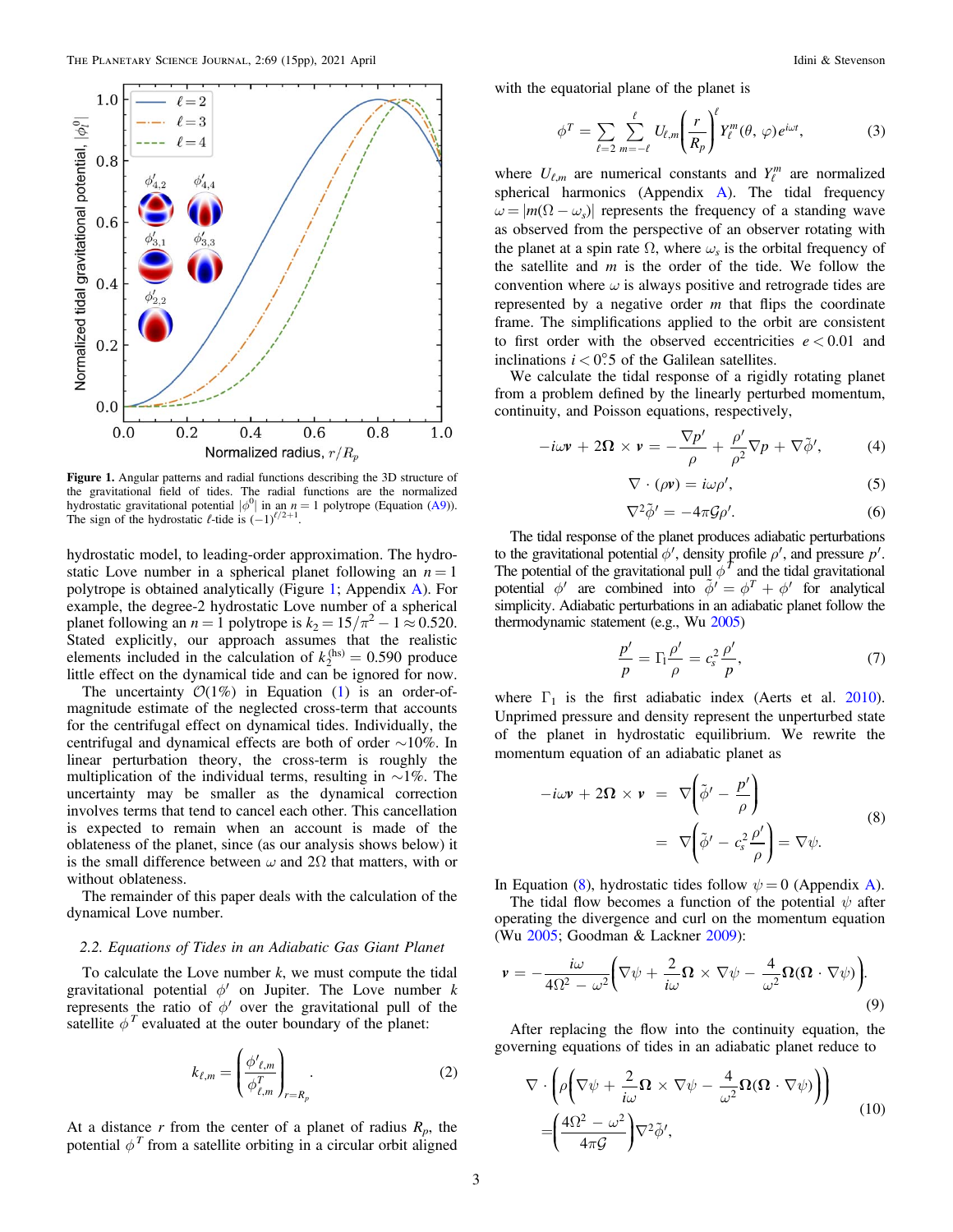**Figure 1.** Angular patterns and radial functions describing the 3D structure of the gravitational field of tides. The radial functions are the normalized hydrostatic gravitational potential $|\phi^0|$ in an $n = 1$ polytrope (Equation (A9)). The sign of the hydrostatic $\ell$-tide is $(-1)^{\ell/2+1}$.

hydrostatic model, to leading-order approximation. The hydrostatic Love number in a spherical planet following an $n = 1$ polytrope is obtained analytically (Figure 1; Appendix A). For example, the degree-2 hydrostatic Love number of a spherical planet following an $n = 1$ polytrope is $k_2 = 15/\pi^2 - 1 \approx 0.520$. Stated explicitly, our approach assumes that the realistic elements included in the calculation of $k_2^{(\mathrm{hs})} = 0.590$ produce little effect on the dynamical tide and can be ignored for now.

The uncertainty $\mathcal{O}(1\%)$ in Equation (1) is an order-of-magnitude estimate of the neglected cross-term that accounts for the centrifugal effect on dynamical tides. Individually, the centrifugal and dynamical effects are both of order ~10%. In linear perturbation theory, the cross-term is roughly the multiplication of the individual terms, resulting in ~1%. The uncertainty may be smaller as the dynamical correction involves terms that tend to cancel each other. This cancellation is expected to remain when an account is made of the oblateness of the planet, since (as our analysis shows below) it is the small difference between $\omega$ and $2\Omega$ that matters, with or without oblateness.

The remainder of this paper deals with the calculation of the dynamical Love number.

### 2.2. Equations of Tides in an Adiabatic Gas Giant Planet

To calculate the Love number $k$, we must compute the tidal gravitational potential $\phi'$ on Jupiter. The Love number $k$ represents the ratio of $\phi'$ over the gravitational pull of the satellite $\phi^T$ evaluated at the outer boundary of the planet:

$$k_{\ell,m} = \left(\frac{\phi'_{\ell,m}}{\phi^T_{\ell,m}}\right)_{r=R_p}. \tag{2}$$

At a distance $r$ from the center of a planet of radius $R_p$, the potential $\phi^T$ from a satellite orbiting in a circular orbit aligned with the equatorial plane of the planet is

$$\phi^T = \sum_{\ell=2}\sum_{m=-\ell}^{\ell} U_{\ell,m}\left(\frac{r}{R_p}\right)^{\ell} Y_\ell^m(\theta,\varphi)e^{i\omega t}, \tag{3}$$

where $U_{\ell,m}$ are numerical constants and $Y_\ell^m$ are normalized spherical harmonics (Appendix A). The tidal frequency $\omega = |m(\Omega - \omega_s)|$ represents the frequency of a standing wave as observed from the perspective of an observer rotating with the planet at a spin rate $\Omega$, where $\omega_s$ is the orbital frequency of the satellite and $m$ is the order of the tide. We follow the convention where $\omega$ is always positive and retrograde tides are represented by a negative order $m$ that flips the coordinate frame. The simplifications applied to the orbit are consistent to first order with the observed eccentricities $e < 0.01$ and inclinations $i < 0\overset{\circ}{.}5$ of the Galilean satellites.

We calculate the tidal response of a rigidly rotating planet from a problem defined by the linearly perturbed momentum, continuity, and Poisson equations, respectively,

$$-i\omega\boldsymbol{v} + 2\boldsymbol{\Omega}\times\boldsymbol{v} = -\frac{\nabla p'}{\rho} + \frac{\rho'}{\rho^2}\nabla p + \nabla\tilde{\phi}', \tag{4}$$

$$\nabla\cdot(\rho\boldsymbol{v}) = i\omega\rho', \tag{5}$$

$$\nabla^2\tilde{\phi}' = -4\pi\mathcal{G}\rho'. \tag{6}$$

The tidal response of the planet produces adiabatic perturbations to the gravitational potential $\phi'$, density profile $\rho'$, and pressure $p'$. The potential of the gravitational pull $\phi^T$ and the tidal gravitational potential $\phi'$ are combined into $\tilde{\phi}' = \phi^T + \phi'$ for analytical simplicity. Adiabatic perturbations in an adiabatic planet follow the thermodynamic statement (e.g., Wu 2005)

$$\frac{p'}{p} = \Gamma_1\frac{\rho'}{\rho} = c_s^2\frac{\rho'}{p}, \tag{7}$$

where $\Gamma_1$ is the first adiabatic index (Aerts et al. 2010). Unprimed pressure and density represent the unperturbed state of the planet in hydrostatic equilibrium. We rewrite the momentum equation of an adiabatic planet as

$$\begin{aligned}-i\omega\boldsymbol{v} + 2\boldsymbol{\Omega}\times\boldsymbol{v} &= \nabla\left(\tilde{\phi}' - \frac{p'}{\rho}\right)\\ &= \nabla\left(\tilde{\phi}' - c_s^2\frac{\rho'}{\rho}\right) = \nabla\psi.\end{aligned} \tag{8}$$

In Equation (8), hydrostatic tides follow $\psi = 0$ (Appendix A).

The tidal flow becomes a function of the potential $\psi$ after operating the divergence and curl on the momentum equation (Wu 2005; Goodman & Lackner 2009):

$$\boldsymbol{v} = -\frac{i\omega}{4\Omega^2 - \omega^2}\left(\nabla\psi + \frac{2}{i\omega}\boldsymbol{\Omega}\times\nabla\psi - \frac{4}{\omega^2}\boldsymbol{\Omega}(\boldsymbol{\Omega}\cdot\nabla\psi)\right). \tag{9}$$

After replacing the flow into the continuity equation, the governing equations of tides in an adiabatic planet reduce to

$$\begin{aligned}\nabla\cdot\left(\rho\left(\nabla\psi + \frac{2}{i\omega}\boldsymbol{\Omega}\times\nabla\psi - \frac{4}{\omega^2}\boldsymbol{\Omega}(\boldsymbol{\Omega}\cdot\nabla\psi)\right)\right)\\ = \left(\frac{4\Omega^2 - \omega^2}{4\pi\mathcal{G}}\right)\nabla^2\tilde{\phi}',\end{aligned} \tag{10}$$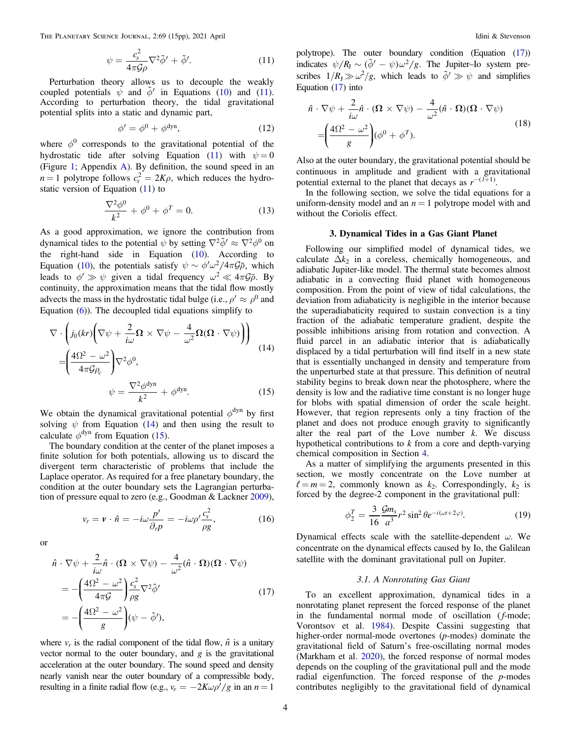$$\psi = \frac{c_s^2}{4\pi\mathcal{G}\rho}\nabla^2\tilde{\phi}' + \tilde{\phi}'. \tag{11}$$

Perturbation theory allows us to decouple the weakly coupled potentials $\psi$ and $\tilde{\phi}'$ in Equations (10) and (11). According to perturbation theory, the tidal gravitational potential splits into a static and dynamic part,

$$\phi' = \phi^0 + \phi^{\rm dyn}, \tag{12}$$

where $\phi^0$ corresponds to the gravitational potential of the hydrostatic tide after solving Equation (11) with $\psi = 0$ (Figure 1; Appendix A). By definition, the sound speed in an $n = 1$ polytrope follows $c_s^2 = 2K\rho$, which reduces the hydrostatic version of Equation (11) to

$$\frac{\nabla^2\phi^0}{k^2} + \phi^0 + \phi^T = 0. \tag{13}$$

As a good approximation, we ignore the contribution from dynamical tides to the potential $\psi$ by setting $\nabla^2\tilde{\phi}' \approx \nabla^2\phi^0$ on the right-hand side in Equation (10). According to Equation (10), the potentials satisfy $\psi \sim \phi'\omega^2/4\pi\mathcal{G}\bar{\rho}$, which leads to $\phi' \gg \psi$ given a tidal frequency $\omega^2 \ll 4\pi\mathcal{G}\bar{\rho}$. By continuity, the approximation means that the tidal flow mostly advects the mass in the hydrostatic tidal bulge (i.e., $\rho' \approx \rho^0$ and Equation (6)). The decoupled tidal equations simplify to

$$\nabla\cdot\left(j_0(kr)\left(\nabla\psi + \frac{2}{i\omega}\boldsymbol{\Omega}\times\nabla\psi - \frac{4}{\omega^2}\boldsymbol{\Omega}(\boldsymbol{\Omega}\cdot\nabla\psi)\right)\right) = \left(\frac{4\Omega^2 - \omega^2}{4\pi\mathcal{G}\rho_c}\right)\nabla^2\phi^0, \tag{14}$$

$$\psi = \frac{\nabla^2\phi^{\rm dyn}}{k^2} + \phi^{\rm dyn}. \tag{15}$$

We obtain the dynamical gravitational potential $\phi^{\rm dyn}$ by first solving $\psi$ from Equation (14) and then using the result to calculate $\phi^{\rm dyn}$ from Equation (15).

The boundary condition at the center of the planet imposes a finite solution for both potentials, allowing us to discard the divergent term characteristic of problems that include the Laplace operator. As required for a free planetary boundary, the condition at the outer boundary sets the Lagrangian perturbation of pressure equal to zero (e.g., Goodman & Lackner 2009),

$$v_r = \boldsymbol{v}\cdot\hat{n} = -i\omega\frac{p'}{\partial_r p} = -i\omega\rho'\frac{c_s^2}{\rho g}, \tag{16}$$

or

$$\hat{n}\cdot\nabla\psi + \frac{2}{i\omega}\hat{n}\cdot(\boldsymbol{\Omega}\times\nabla\psi) - \frac{4}{\omega^2}(\hat{n}\cdot\boldsymbol{\Omega})(\boldsymbol{\Omega}\cdot\nabla\psi) = -\left(\frac{4\Omega^2 - \omega^2}{4\pi\mathcal{G}}\right)\frac{c_s^2}{\rho g}\nabla^2\tilde{\phi}' = -\left(\frac{4\Omega^2 - \omega^2}{g}\right)(\psi - \tilde{\phi}'), \tag{17}$$

where $v_r$ is the radial component of the tidal flow, $\hat{n}$ is a unitary vector normal to the outer boundary, and $g$ is the gravitational acceleration at the outer boundary. The sound speed and density nearly vanish near the outer boundary of a compressible body, resulting in a finite radial flow (e.g., $v_r = -2K\omega\rho'/g$ in an $n = 1$ polytrope). The outer boundary condition (Equation (17)) indicates $\psi/R_{\rm J} \sim (\tilde{\phi}' - \psi)\omega^2/g$. The Jupiter–Io system prescribes $1/R_{\rm J} \gg \omega^2/g$, which leads to $\tilde{\phi}' \gg \psi$ and simplifies Equation (17) into

$$\hat{n}\cdot\nabla\psi + \frac{2}{i\omega}\hat{n}\cdot(\boldsymbol{\Omega}\times\nabla\psi) - \frac{4}{\omega^2}(\hat{n}\cdot\boldsymbol{\Omega})(\boldsymbol{\Omega}\cdot\nabla\psi) = \left(\frac{4\Omega^2 - \omega^2}{g}\right)(\phi^0 + \phi^T). \tag{18}$$

Also at the outer boundary, the gravitational potential should be continuous in amplitude and gradient with a gravitational potential external to the planet that decays as $r^{-(l+1)}$.

In the following section, we solve the tidal equations for a uniform-density model and an $n = 1$ polytrope model with and without the Coriolis effect.

## 3. Dynamical Tides in a Gas Giant Planet

Following our simplified model of dynamical tides, we calculate $\Delta k_2$ in a coreless, chemically homogeneous, and adiabatic Jupiter-like model. The thermal state becomes almost adiabatic in a convecting fluid planet with homogeneous composition. From the point of view of tidal calculations, the deviation from adiabaticity is negligible in the interior because the superadiabaticity required to sustain convection is a tiny fraction of the adiabatic temperature gradient, despite the possible inhibitions arising from rotation and convection. A fluid parcel in an adiabatic interior that is adiabatically displaced by a tidal perturbation will find itself in a new state that is essentially unchanged in density and temperature from the unperturbed state at that pressure. This definition of neutral stability begins to break down near the photosphere, where the density is low and the radiative time constant is no longer huge for blobs with spatial dimension of order the scale height. However, that region represents only a tiny fraction of the planet and does not produce enough gravity to significantly alter the real part of the Love number $k$. We discuss hypothetical contributions to $k$ from a core and depth-varying chemical composition in Section 4.

As a matter of simplifying the arguments presented in this section, we mostly concentrate on the Love number at $\ell = m = 2$, commonly known as $k_2$. Correspondingly, $k_2$ is forced by the degree-2 component in the gravitational pull:

$$\phi_2^T = \frac{3}{16}\frac{\mathcal{G}m_s}{a^3}r^2\sin^2\theta e^{-i(\omega t + 2\varphi)}. \tag{19}$$

Dynamical effects scale with the satellite-dependent $\omega$. We concentrate on the dynamical effects caused by Io, the Galilean satellite with the dominant gravitational pull on Jupiter.

### 3.1. A Nonrotating Gas Giant

To an excellent approximation, dynamical tides in a nonrotating planet represent the forced response of the planet in the fundamental normal mode of oscillation ($f$-mode; Vorontsov et al. 1984). Despite Cassini suggesting that higher-order normal-mode overtones ($p$-modes) dominate the gravitational field of Saturn's free-oscillating normal modes (Markham et al. 2020), the forced response of normal modes depends on the coupling of the gravitational pull and the mode radial eigenfunction. The forced response of the $p$-modes contributes negligibly to the gravitational field of dynamical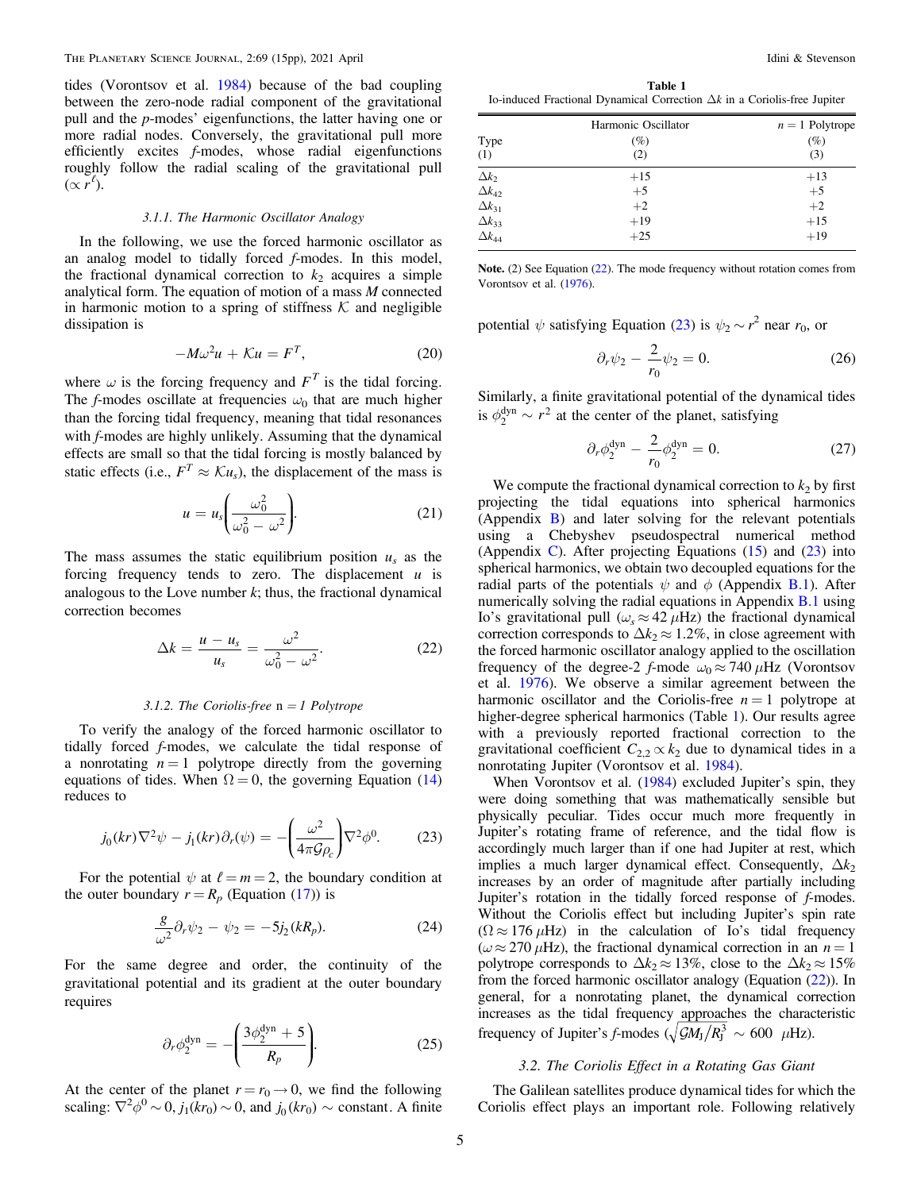tides (Vorontsov et al. 1984) because of the bad coupling between the zero-node radial component of the gravitational pull and the *p*-modes' eigenfunctions, the latter having one or more radial nodes. Conversely, the gravitational pull more efficiently excites *f*-modes, whose radial eigenfunctions roughly follow the radial scaling of the gravitational pull ($\propto r^{\ell}$).

#### 3.1.1. The Harmonic Oscillator Analogy

In the following, we use the forced harmonic oscillator as an analog model to tidally forced *f*-modes. In this model, the fractional dynamical correction to $k_2$ acquires a simple analytical form. The equation of motion of a mass $M$ connected in harmonic motion to a spring of stiffness $\mathcal{K}$ and negligible dissipation is

$$-M\omega^2 u + \mathcal{K}u = F^T, \tag{20}$$

where $\omega$ is the forcing frequency and $F^T$ is the tidal forcing. The *f*-modes oscillate at frequencies $\omega_0$ that are much higher than the forcing tidal frequency, meaning that tidal resonances with *f*-modes are highly unlikely. Assuming that the dynamical effects are small so that the tidal forcing is mostly balanced by static effects (i.e., $F^T \approx \mathcal{K}u_s$), the displacement of the mass is

$$u = u_s\left(\frac{\omega_0^2}{\omega_0^2 - \omega^2}\right). \tag{21}$$

The mass assumes the static equilibrium position $u_s$ as the forcing frequency tends to zero. The displacement $u$ is analogous to the Love number $k$; thus, the fractional dynamical correction becomes

$$\Delta k = \frac{u - u_s}{u_s} = \frac{\omega^2}{\omega_0^2 - \omega^2}. \tag{22}$$

#### 3.1.2. The Coriolis-free n = 1 Polytrope

To verify the analogy of the forced harmonic oscillator to tidally forced *f*-modes, we calculate the tidal response of a nonrotating $n = 1$ polytrope directly from the governing equations of tides. When $\Omega = 0$, the governing Equation (14) reduces to

$$j_0(kr)\nabla^2\psi - j_1(kr)\partial_r(\psi) = -\left(\frac{\omega^2}{4\pi\mathcal{G}\rho_c}\right)\nabla^2\phi^0. \tag{23}$$

For the potential $\psi$ at $\ell = m = 2$, the boundary condition at the outer boundary $r = R_p$ (Equation (17)) is

$$\frac{g}{\omega^2}\partial_r\psi_2 - \psi_2 = -5j_2(kR_p). \tag{24}$$

For the same degree and order, the continuity of the gravitational potential and its gradient at the outer boundary requires

$$\partial_r\phi_2^{\rm dyn} = -\left(\frac{3\phi_2^{\rm dyn} + 5}{R_p}\right). \tag{25}$$

At the center of the planet $r = r_0 \to 0$, we find the following scaling: $\nabla^2\phi^0 \sim 0$, $j_1(kr_0) \sim 0$, and $j_0(kr_0) \sim$ constant. A finite potential $\psi$ satisfying Equation (23) is $\psi_2 \sim r^2$ near $r_0$, or

$$\partial_r\psi_2 - \frac{2}{r_0}\psi_2 = 0. \tag{26}$$

Similarly, a finite gravitational potential of the dynamical tides is $\phi_2^{\rm dyn} \sim r^2$ at the center of the planet, satisfying

$$\partial_r\phi_2^{\rm dyn} - \frac{2}{r_0}\phi_2^{\rm dyn} = 0. \tag{27}$$

We compute the fractional dynamical correction to $k_2$ by first projecting the tidal equations into spherical harmonics (Appendix B) and later solving for the relevant potentials using a Chebyshev pseudospectral numerical method (Appendix C). After projecting Equations (15) and (23) into spherical harmonics, we obtain two decoupled equations for the radial parts of the potentials $\psi$ and $\phi$ (Appendix B.1). After numerically solving the radial equations in Appendix B.1 using Io's gravitational pull ($\omega_s \approx 42\ \mu$Hz) the fractional dynamical correction corresponds to $\Delta k_2 \approx 1.2\%$, in close agreement with the forced harmonic oscillator analogy applied to the oscillation frequency of the degree-2 *f*-mode $\omega_0 \approx 740\ \mu$Hz (Vorontsov et al. 1976). We observe a similar agreement between the harmonic oscillator and the Coriolis-free $n = 1$ polytrope at higher-degree spherical harmonics (Table 1). Our results agree with a previously reported fractional correction to the gravitational coefficient $C_{2,2} \propto k_2$ due to dynamical tides in a nonrotating Jupiter (Vorontsov et al. 1984).

**Table 1**
Io-induced Fractional Dynamical Correction $\Delta k$ in a Coriolis-free Jupiter

| Type (1) | Harmonic Oscillator (%) (2) | $n = 1$ Polytrope (%) (3) |
|---|---|---|
| $\Delta k_2$ | +15 | +13 |
| $\Delta k_{42}$ | +5 | +5 |
| $\Delta k_{31}$ | +2 | +2 |
| $\Delta k_{33}$ | +19 | +15 |
| $\Delta k_{44}$ | +25 | +19 |

**Note.** (2) See Equation (22). The mode frequency without rotation comes from Vorontsov et al. (1976).

When Vorontsov et al. (1984) excluded Jupiter's spin, they were doing something that was mathematically sensible but physically peculiar. Tides occur much more frequently in Jupiter's rotating frame of reference, and the tidal flow is accordingly much larger than if one had Jupiter at rest, which implies a much larger dynamical effect. Consequently, $\Delta k_2$ increases by an order of magnitude after partially including Jupiter's rotation in the tidally forced response of *f*-modes. Without the Coriolis effect but including Jupiter's spin rate ($\Omega \approx 176\ \mu$Hz) in the calculation of Io's tidal frequency ($\omega \approx 270\ \mu$Hz), the fractional dynamical correction in an $n = 1$ polytrope corresponds to $\Delta k_2 \approx 13\%$, close to the $\Delta k_2 \approx 15\%$ from the forced harmonic oscillator analogy (Equation (22)). In general, for a nonrotating planet, the dynamical correction increases as the tidal frequency approaches the characteristic frequency of Jupiter's *f*-modes ($\sqrt{\mathcal{G}M_{\rm J}/R_{\rm J}^3} \sim 600\ \ \mu$Hz).

### 3.2. The Coriolis Effect in a Rotating Gas Giant

The Galilean satellites produce dynamical tides for which the Coriolis effect plays an important role. Following relatively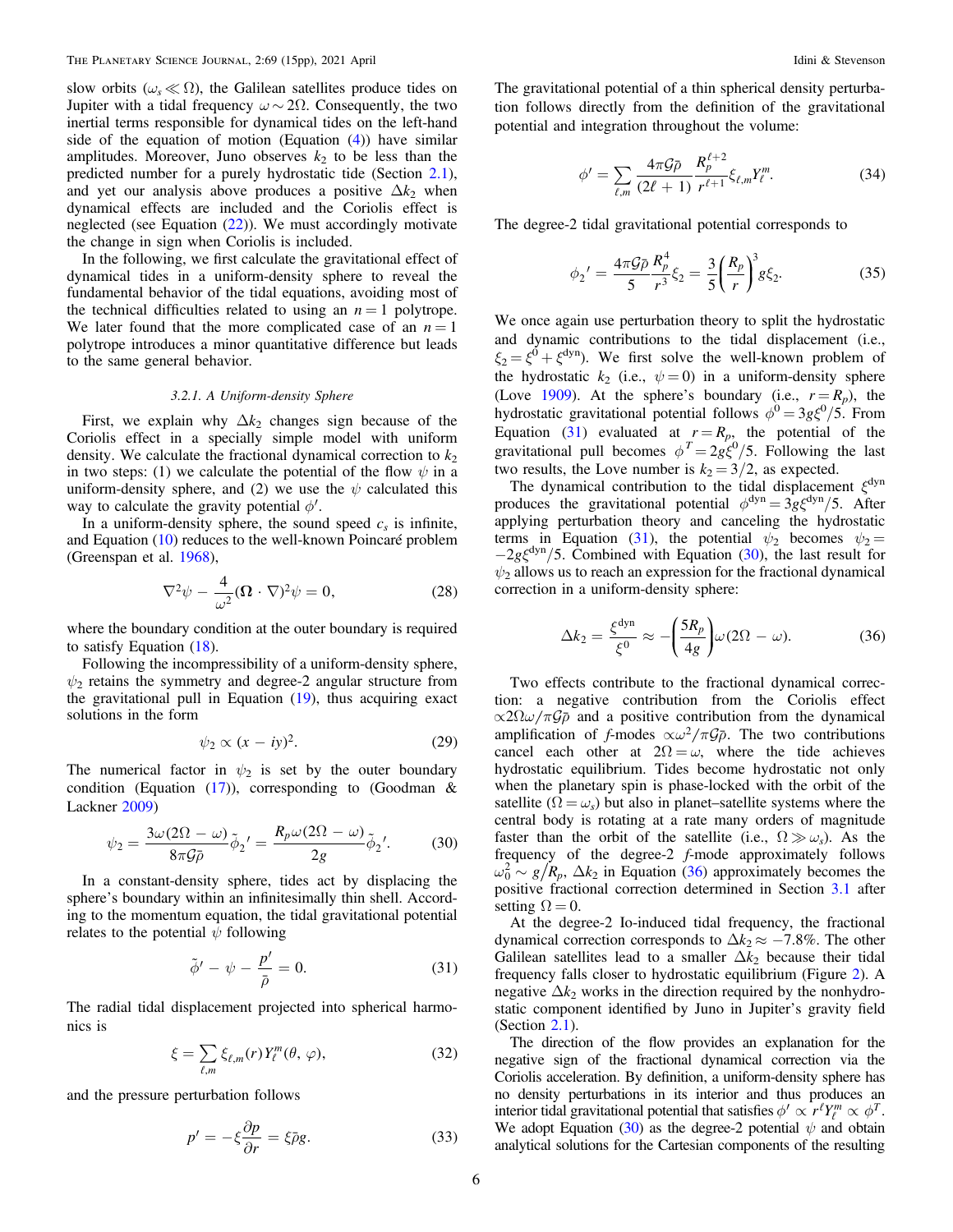slow orbits ($\omega_s \ll \Omega$), the Galilean satellites produce tides on Jupiter with a tidal frequency $\omega \sim 2\Omega$. Consequently, the two inertial terms responsible for dynamical tides on the left-hand side of the equation of motion (Equation (4)) have similar amplitudes. Moreover, Juno observes $k_2$ to be less than the predicted number for a purely hydrostatic tide (Section 2.1), and yet our analysis above produces a positive $\Delta k_2$ when dynamical effects are included and the Coriolis effect is neglected (see Equation (22)). We must accordingly motivate the change in sign when Coriolis is included.

In the following, we first calculate the gravitational effect of dynamical tides in a uniform-density sphere to reveal the fundamental behavior of the tidal equations, avoiding most of the technical difficulties related to using an $n = 1$ polytrope. We later found that the more complicated case of an $n = 1$ polytrope introduces a minor quantitative difference but leads to the same general behavior.

### 3.2.1. A Uniform-density Sphere

First, we explain why $\Delta k_2$ changes sign because of the Coriolis effect in a specially simple model with uniform density. We calculate the fractional dynamical correction to $k_2$ in two steps: (1) we calculate the potential of the flow $\psi$ in a uniform-density sphere, and (2) we use the $\psi$ calculated this way to calculate the gravity potential $\phi'$.

In a uniform-density sphere, the sound speed $c_s$ is infinite, and Equation (10) reduces to the well-known Poincaré problem (Greenspan et al. 1968),

$$\nabla^2\psi - \frac{4}{\omega^2}(\boldsymbol{\Omega}\cdot\nabla)^2\psi = 0, \tag{28}$$

where the boundary condition at the outer boundary is required to satisfy Equation (18).

Following the incompressibility of a uniform-density sphere, $\psi_2$ retains the symmetry and degree-2 angular structure from the gravitational pull in Equation (19), thus acquiring exact solutions in the form

$$\psi_2 \propto (x - iy)^2. \tag{29}$$

The numerical factor in $\psi_2$ is set by the outer boundary condition (Equation (17)), corresponding to (Goodman & Lackner 2009)

$$\psi_2 = \frac{3\omega(2\Omega - \omega)}{8\pi\mathcal{G}\bar{\rho}}\tilde{\phi}_2{}' = \frac{R_p\omega(2\Omega - \omega)}{2g}\tilde{\phi}_2{}'. \tag{30}$$

In a constant-density sphere, tides act by displacing the sphere's boundary within an infinitesimally thin shell. According to the momentum equation, the tidal gravitational potential relates to the potential $\psi$ following

$$\tilde{\phi}' - \psi - \frac{p'}{\bar{\rho}} = 0. \tag{31}$$

The radial tidal displacement projected into spherical harmonics is

$$\xi = \sum_{\ell,m}\xi_{\ell,m}(r)Y_\ell^m(\theta,\varphi), \tag{32}$$

and the pressure perturbation follows

$$p' = -\xi\frac{\partial p}{\partial r} = \xi\bar{\rho}g. \tag{33}$$

The gravitational potential of a thin spherical density perturbation follows directly from the definition of the gravitational potential and integration throughout the volume:

$$\phi' = \sum_{\ell,m}\frac{4\pi\mathcal{G}\bar{\rho}}{(2\ell+1)}\frac{R_p^{\ell+2}}{r^{\ell+1}}\xi_{\ell,m}Y_\ell^m. \tag{34}$$

The degree-2 tidal gravitational potential corresponds to

$$\phi_2{}' = \frac{4\pi\mathcal{G}\bar{\rho}}{5}\frac{R_p^4}{r^3}\xi_2 = \frac{3}{5}\left(\frac{R_p}{r}\right)^3 g\xi_2. \tag{35}$$

We once again use perturbation theory to split the hydrostatic and dynamic contributions to the tidal displacement (i.e., $\xi_2 = \xi^0 + \xi^{\rm dyn}$). We first solve the well-known problem of the hydrostatic $k_2$ (i.e., $\psi = 0$) in a uniform-density sphere (Love 1909). At the sphere's boundary (i.e., $r = R_p$), the hydrostatic gravitational potential follows $\phi^0 = 3g\xi^0/5$. From Equation (31) evaluated at $r = R_p$, the potential of the gravitational pull becomes $\phi^T = 2g\xi^0/5$. Following the last two results, the Love number is $k_2 = 3/2$, as expected.

The dynamical contribution to the tidal displacement $\xi^{\rm dyn}$ produces the gravitational potential $\phi^{\rm dyn} = 3g\xi^{\rm dyn}/5$. After applying perturbation theory and canceling the hydrostatic terms in Equation (31), the potential $\psi_2$ becomes $\psi_2 = -2g\xi^{\rm dyn}/5$. Combined with Equation (30), the last result for $\psi_2$ allows us to reach an expression for the fractional dynamical correction in a uniform-density sphere:

$$\Delta k_2 = \frac{\xi^{\rm dyn}}{\xi^0} \approx -\left(\frac{5R_p}{4g}\right)\omega(2\Omega - \omega). \tag{36}$$

Two effects contribute to the fractional dynamical correction: a negative contribution from the Coriolis effect $\propto 2\Omega\omega/\pi\mathcal{G}\bar{\rho}$ and a positive contribution from the dynamical amplification of $f$-modes $\propto\omega^2/\pi\mathcal{G}\bar{\rho}$. The two contributions cancel each other at $2\Omega = \omega$, where the tide achieves hydrostatic equilibrium. Tides become hydrostatic not only when the planetary spin is phase-locked with the orbit of the satellite ($\Omega = \omega_s$) but also in planet–satellite systems where the central body is rotating at a rate many orders of magnitude faster than the orbit of the satellite (i.e., $\Omega \gg \omega_s$). As the frequency of the degree-2 $f$-mode approximately follows $\omega_0^2 \sim g/R_p$, $\Delta k_2$ in Equation (36) approximately becomes the positive fractional correction determined in Section 3.1 after setting $\Omega = 0$.

At the degree-2 Io-induced tidal frequency, the fractional dynamical correction corresponds to $\Delta k_2 \approx -7.8\%$. The other Galilean satellites lead to a smaller $\Delta k_2$ because their tidal frequency falls closer to hydrostatic equilibrium (Figure 2). A negative $\Delta k_2$ works in the direction required by the nonhydrostatic component identified by Juno in Jupiter's gravity field (Section 2.1).

The direction of the flow provides an explanation for the negative sign of the fractional dynamical correction via the Coriolis acceleration. By definition, a uniform-density sphere has no density perturbations in its interior and thus produces an interior tidal gravitational potential that satisfies $\phi' \propto r^\ell Y_\ell^m \propto \phi^T$. We adopt Equation (30) as the degree-2 potential $\psi$ and obtain analytical solutions for the Cartesian components of the resulting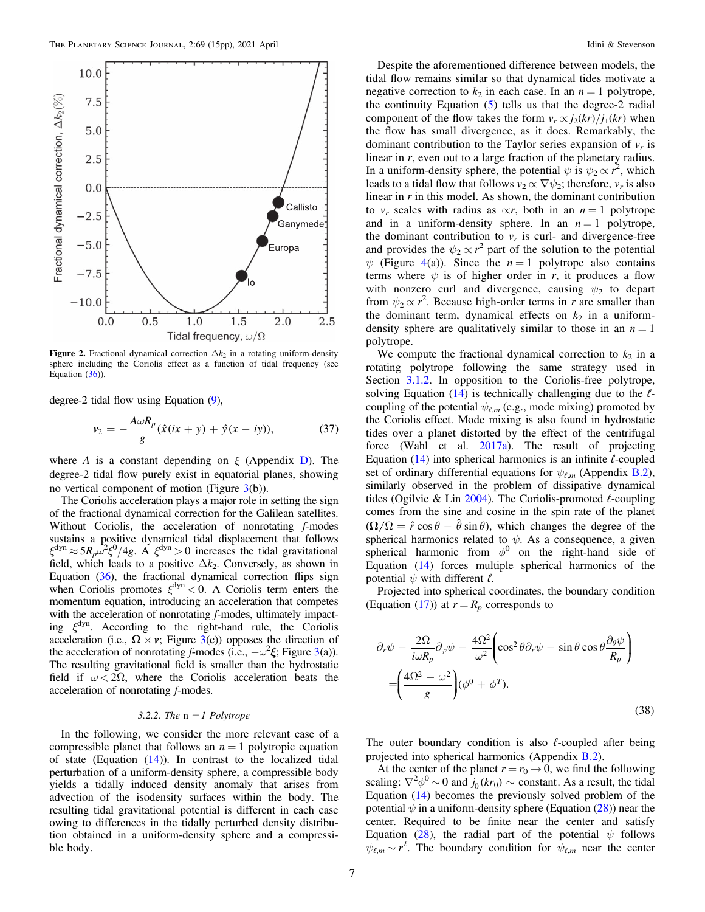Figure 2. Fractional dynamical correction $\Delta k_2$ in a rotating uniform-density sphere including the Coriolis effect as a function of tidal frequency (see Equation (36)).

degree-2 tidal flow using Equation (9),

$$\boldsymbol{v}_2 = -\frac{A\omega R_p}{g}(\hat{x}(ix + y) + \hat{y}(x - iy)), \tag{37}$$

where $A$ is a constant depending on $\xi$ (Appendix D). The degree-2 tidal flow purely exist in equatorial planes, showing no vertical component of motion (Figure 3(b)).

The Coriolis acceleration plays a major role in setting the sign of the fractional dynamical correction for the Galilean satellites. Without Coriolis, the acceleration of nonrotating *f*-modes sustains a positive dynamical tidal displacement that follows $\xi^{\text{dyn}} \approx 5R_p\omega^2\xi^0/4g$. A $\xi^{\text{dyn}} > 0$ increases the tidal gravitational field, which leads to a positive $\Delta k_2$. Conversely, as shown in Equation (36), the fractional dynamical correction flips sign when Coriolis promotes $\xi^{\text{dyn}} < 0$. A Coriolis term enters the momentum equation, introducing an acceleration that competes with the acceleration of nonrotating *f*-modes, ultimately impacting $\xi^{\text{dyn}}$. According to the right-hand rule, the Coriolis acceleration (i.e., $\boldsymbol{\Omega} \times \boldsymbol{v}$; Figure 3(c)) opposes the direction of the acceleration of nonrotating *f*-modes (i.e., $-\omega^2\boldsymbol{\xi}$; Figure 3(a)). The resulting gravitational field is smaller than the hydrostatic field if $\omega < 2\Omega$, where the Coriolis acceleration beats the acceleration of nonrotating *f*-modes.

#### 3.2.2. The n = 1 Polytrope

In the following, we consider the more relevant case of a compressible planet that follows an $n = 1$ polytropic equation of state (Equation (14)). In contrast to the localized tidal perturbation of a uniform-density sphere, a compressible body yields a tidally induced density anomaly that arises from advection of the isodensity surfaces within the body. The resulting tidal gravitational potential is different in each case owing to differences in the tidally perturbed density distribution obtained in a uniform-density sphere and a compressible body.

Despite the aforementioned difference between models, the tidal flow remains similar so that dynamical tides motivate a negative correction to $k_2$ in each case. In an $n = 1$ polytrope, the continuity Equation (5) tells us that the degree-2 radial component of the flow takes the form $v_r \propto j_2(kr)/j_1(kr)$ when the flow has small divergence, as it does. Remarkably, the dominant contribution to the Taylor series expansion of $v_r$ is linear in $r$, even out to a large fraction of the planetary radius. In a uniform-density sphere, the potential $\psi$ is $\psi_2 \propto r^2$, which leads to a tidal flow that follows $v_2 \propto \nabla\psi_2$; therefore, $v_r$ is also linear in $r$ in this model. As shown, the dominant contribution to $v_r$ scales with radius as $\propto r$, both in an $n = 1$ polytrope and in a uniform-density sphere. In an $n = 1$ polytrope, the dominant contribution to $v_r$ is curl- and divergence-free and provides the $\psi_2 \propto r^2$ part of the solution to the potential $\psi$ (Figure 4(a)). Since the $n = 1$ polytrope also contains terms where $\psi$ is of higher order in $r$, it produces a flow with nonzero curl and divergence, causing $\psi_2$ to depart from $\psi_2 \propto r^2$. Because high-order terms in $r$ are smaller than the dominant term, dynamical effects on $k_2$ in a uniform-density sphere are qualitatively similar to those in an $n = 1$ polytrope.

We compute the fractional dynamical correction to $k_2$ in a rotating polytrope following the same strategy used in Section 3.1.2. In opposition to the Coriolis-free polytrope, solving Equation (14) is technically challenging due to the $\ell$-coupling of the potential $\psi_{\ell,m}$ (e.g., mode mixing) promoted by the Coriolis effect. Mode mixing is also found in hydrostatic tides over a planet distorted by the effect of the centrifugal force (Wahl et al. 2017a). The result of projecting Equation (14) into spherical harmonics is an infinite $\ell$-coupled set of ordinary differential equations for $\psi_{\ell,m}$ (Appendix B.2), similarly observed in the problem of dissipative dynamical tides (Ogilvie & Lin 2004). The Coriolis-promoted $\ell$-coupling comes from the sine and cosine in the spin rate of the planet ($\boldsymbol{\Omega}/\Omega = \hat{r}\cos\theta - \hat{\theta}\sin\theta$), which changes the degree of the spherical harmonics related to $\psi$. As a consequence, a given spherical harmonic from $\phi^0$ on the right-hand side of Equation (14) forces multiple spherical harmonics of the potential $\psi$ with different $\ell$.

Projected into spherical coordinates, the boundary condition (Equation (17)) at $r = R_p$ corresponds to

$$\partial_r\psi - \frac{2\Omega}{i\omega R_p}\partial_\varphi\psi - \frac{4\Omega^2}{\omega^2}\left(\cos^2\theta\,\partial_r\psi - \sin\theta\cos\theta\frac{\partial_\theta\psi}{R_p}\right) = \left(\frac{4\Omega^2 - \omega^2}{g}\right)(\phi^0 + \phi^T). \tag{38}$$

The outer boundary condition is also $\ell$-coupled after being projected into spherical harmonics (Appendix B.2).

At the center of the planet $r = r_0 \to 0$, we find the following scaling: $\nabla^2\phi^0 \sim 0$ and $j_0(kr_0) \sim$ constant. As a result, the tidal Equation (14) becomes the previously solved problem of the potential $\psi$ in a uniform-density sphere (Equation (28)) near the center. Required to be finite near the center and satisfy Equation (28), the radial part of the potential $\psi$ follows $\psi_{\ell,m} \sim r^\ell$. The boundary condition for $\psi_{\ell,m}$ near the center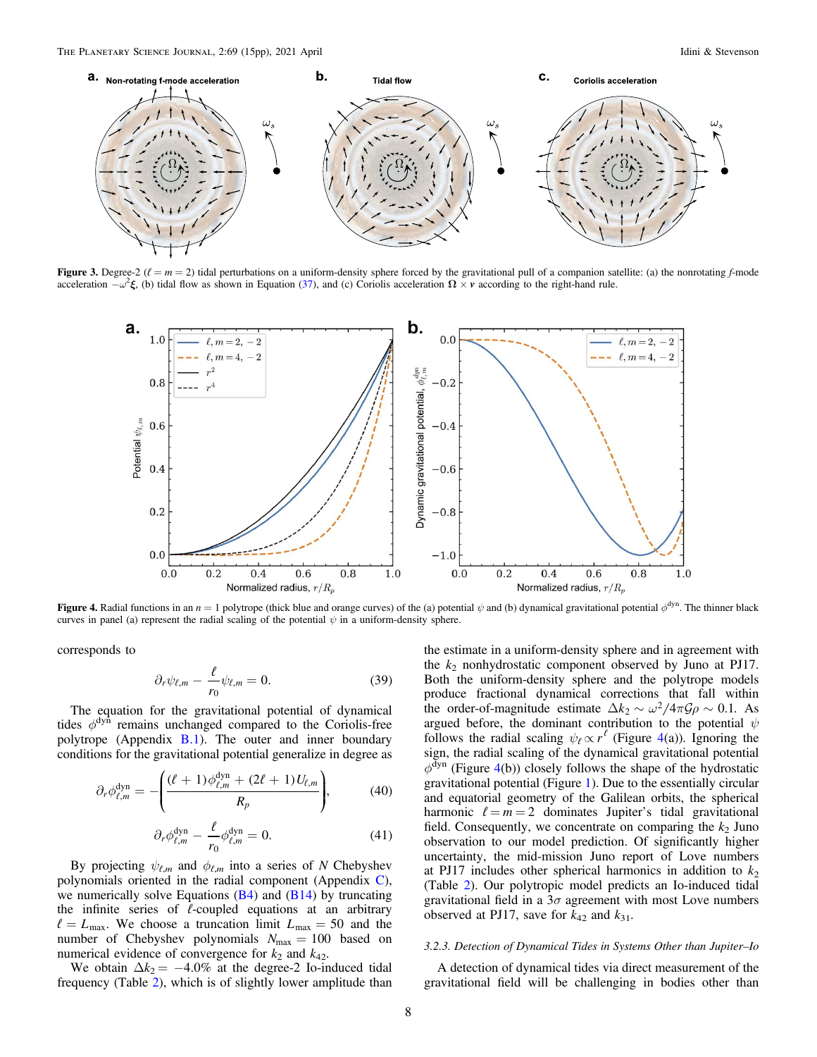**Figure 3.** Degree-2 ($\ell = m = 2$) tidal perturbations on a uniform-density sphere forced by the gravitational pull of a companion satellite: (a) the nonrotating $f$-mode acceleration $-\omega^2\boldsymbol{\xi}$, (b) tidal flow as shown in Equation (37), and (c) Coriolis acceleration $\boldsymbol{\Omega} \times \boldsymbol{v}$ according to the right-hand rule.

**Figure 4.** Radial functions in an $n = 1$ polytrope (thick blue and orange curves) of the (a) potential $\psi$ and (b) dynamical gravitational potential $\phi^{\rm dyn}$. The thinner black curves in panel (a) represent the radial scaling of the potential $\psi$ in a uniform-density sphere.

corresponds to

$$\partial_r \psi_{\ell,m} - \frac{\ell}{r_0}\psi_{\ell,m} = 0. \tag{39}$$

The equation for the gravitational potential of dynamical tides $\phi^{\rm dyn}$ remains unchanged compared to the Coriolis-free polytrope (Appendix B.1). The outer and inner boundary conditions for the gravitational potential generalize in degree as

$$\partial_r \phi^{\rm dyn}_{\ell,m} = -\left(\frac{(\ell+1)\phi^{\rm dyn}_{\ell,m} + (2\ell+1)U_{\ell,m}}{R_p}\right), \tag{40}$$

$$\partial_r \phi^{\rm dyn}_{\ell,m} - \frac{\ell}{r_0}\phi^{\rm dyn}_{\ell,m} = 0. \tag{41}$$

By projecting $\psi_{\ell,m}$ and $\phi_{\ell,m}$ into a series of $N$ Chebyshev polynomials oriented in the radial component (Appendix C), we numerically solve Equations (B4) and (B14) by truncating the infinite series of $\ell$-coupled equations at an arbitrary $\ell = L_{\rm max}$. We choose a truncation limit $L_{\rm max} = 50$ and the number of Chebyshev polynomials $N_{\rm max} = 100$ based on numerical evidence of convergence for $k_2$ and $k_{42}$.

We obtain $\Delta k_2 = -4.0\%$ at the degree-2 Io-induced tidal frequency (Table 2), which is of slightly lower amplitude than the estimate in a uniform-density sphere and in agreement with the $k_2$ nonhydrostatic component observed by Juno at PJ17. Both the uniform-density sphere and the polytrope models produce fractional dynamical corrections that fall within the order-of-magnitude estimate $\Delta k_2 \sim \omega^2/4\pi\mathcal{G}\rho \sim 0.1$. As argued before, the dominant contribution to the potential $\psi$ follows the radial scaling $\psi_\ell \propto r^\ell$ (Figure 4(a)). Ignoring the sign, the radial scaling of the dynamical gravitational potential $\phi^{\rm dyn}$ (Figure 4(b)) closely follows the shape of the hydrostatic gravitational potential (Figure 1). Due to the essentially circular and equatorial geometry of the Galilean orbits, the spherical harmonic $\ell = m = 2$ dominates Jupiter's tidal gravitational field. Consequently, we concentrate on comparing the $k_2$ Juno observation to our model prediction. Of significantly higher uncertainty, the mid-mission Juno report of Love numbers at PJ17 includes other spherical harmonics in addition to $k_2$ (Table 2). Our polytropic model predicts an Io-induced tidal gravitational field in a $3\sigma$ agreement with most Love numbers observed at PJ17, save for $k_{42}$ and $k_{31}$.

#### 3.2.3. Detection of Dynamical Tides in Systems Other than Jupiter–Io

A detection of dynamical tides via direct measurement of the gravitational field will be challenging in bodies other than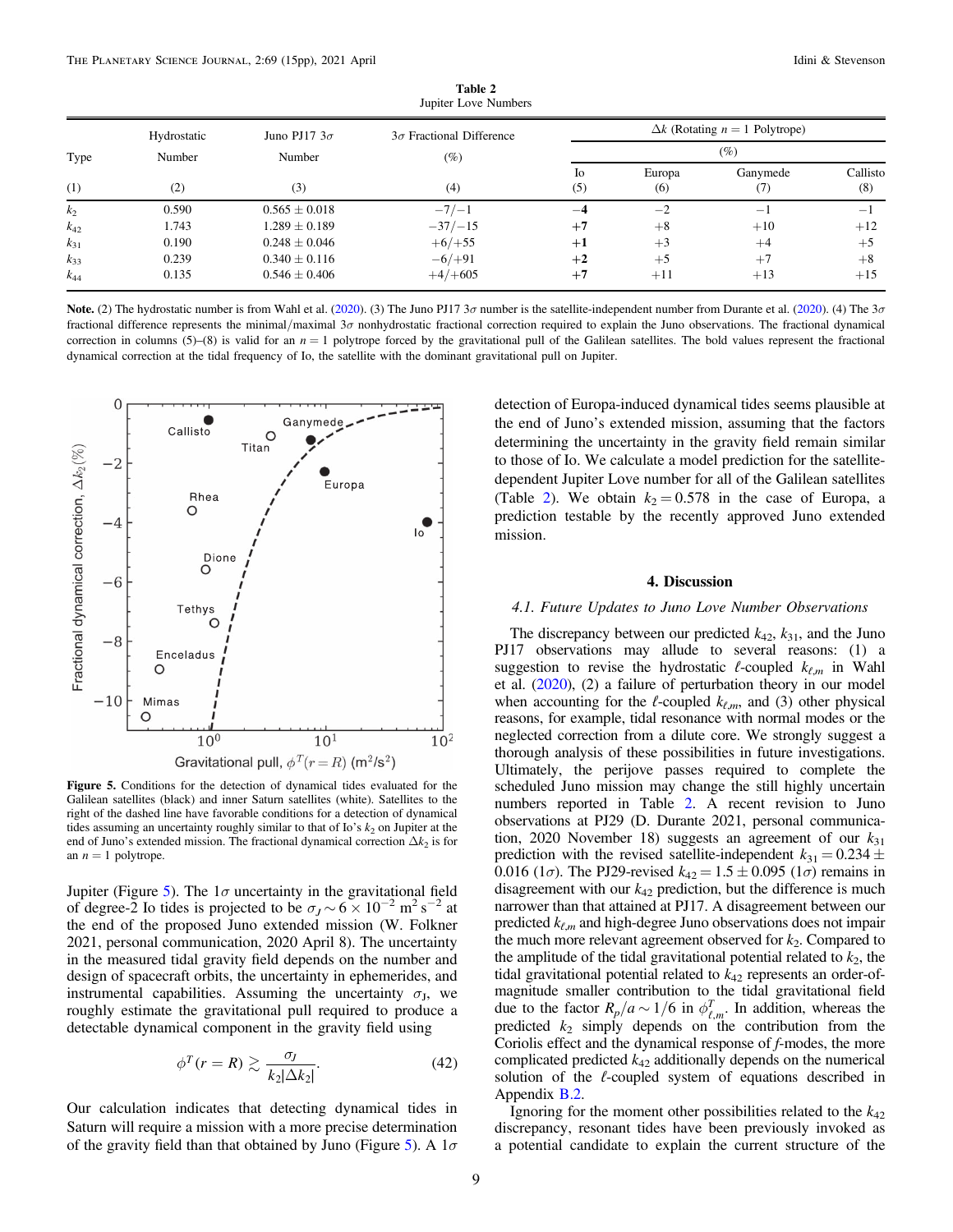**Table 2**
Jupiter Love Numbers

| Type | Hydrostatic Number | Juno PJ17 $3\sigma$ Number | $3\sigma$ Fractional Difference (%) | $\Delta k$ (Rotating $n = 1$ Polytrope) (%) | | | |
|---|---|---|---|---|---|---|---|
| | | | | Io | Europa | Ganymede | Callisto |
| (1) | (2) | (3) | (4) | (5) | (6) | (7) | (8) |
| $k_2$ | 0.590 | $0.565 \pm 0.018$ | $-7/-1$ | **−4** | −2 | −1 | −1 |
| $k_{42}$ | 1.743 | $1.289 \pm 0.189$ | $-37/-15$ | **+7** | +8 | +10 | +12 |
| $k_{31}$ | 0.190 | $0.248 \pm 0.046$ | $+6/+55$ | **+1** | +3 | +4 | +5 |
| $k_{33}$ | 0.239 | $0.340 \pm 0.116$ | $-6/+91$ | **+2** | +5 | +7 | +8 |
| $k_{44}$ | 0.135 | $0.546 \pm 0.406$ | $+4/+605$ | **+7** | +11 | +13 | +15 |

**Note.** (2) The hydrostatic number is from Wahl et al. (2020). (3) The Juno PJ17 $3\sigma$ number is the satellite-independent number from Durante et al. (2020). (4) The $3\sigma$ fractional difference represents the minimal/maximal $3\sigma$ nonhydrostatic fractional correction required to explain the Juno observations. The fractional dynamical correction in columns (5)–(8) is valid for an $n = 1$ polytrope forced by the gravitational pull of the Galilean satellites. The bold values represent the fractional dynamical correction at the tidal frequency of Io, the satellite with the dominant gravitational pull on Jupiter.

**Figure 5.** Conditions for the detection of dynamical tides evaluated for the Galilean satellites (black) and inner Saturn satellites (white). Satellites to the right of the dashed line have favorable conditions for a detection of dynamical tides assuming an uncertainty roughly similar to that of Io's $k_2$ on Jupiter at the end of Juno's extended mission. The fractional dynamical correction $\Delta k_2$ is for an $n = 1$ polytrope.

Jupiter (Figure 5). The $1\sigma$ uncertainty in the gravitational field of degree-2 Io tides is projected to be $\sigma_J \sim 6 \times 10^{-2}$ m$^2$ s$^{-2}$ at the end of the proposed Juno extended mission (W. Folkner 2021, personal communication, 2020 April 8). The uncertainty in the measured tidal gravity field depends on the number and design of spacecraft orbits, the uncertainty in ephemerides, and instrumental capabilities. Assuming the uncertainty $\sigma_J$, we roughly estimate the gravitational pull required to produce a detectable dynamical component in the gravity field using

$$\phi^T(r = R) \gtrsim \frac{\sigma_J}{k_2|\Delta k_2|}. \tag{42}$$

Our calculation indicates that detecting dynamical tides in Saturn will require a mission with a more precise determination of the gravity field than that obtained by Juno (Figure 5). A $1\sigma$ detection of Europa-induced dynamical tides seems plausible at the end of Juno's extended mission, assuming that the factors determining the uncertainty in the gravity field remain similar to those of Io. We calculate a model prediction for the satellite-dependent Jupiter Love number for all of the Galilean satellites (Table 2). We obtain $k_2 = 0.578$ in the case of Europa, a prediction testable by the recently approved Juno extended mission.

## 4. Discussion

### 4.1. Future Updates to Juno Love Number Observations

The discrepancy between our predicted $k_{42}$, $k_{31}$, and the Juno PJ17 observations may allude to several reasons: (1) a suggestion to revise the hydrostatic $\ell$-coupled $k_{\ell,m}$ in Wahl et al. (2020), (2) a failure of perturbation theory in our model when accounting for the $\ell$-coupled $k_{\ell,m}$, and (3) other physical reasons, for example, tidal resonance with normal modes or the neglected correction from a dilute core. We strongly suggest a thorough analysis of these possibilities in future investigations. Ultimately, the perijove passes required to complete the scheduled Juno mission may change the still highly uncertain numbers reported in Table 2. A recent revision to Juno observations at PJ29 (D. Durante 2021, personal communication, 2020 November 18) suggests an agreement of our $k_{31}$ prediction with the revised satellite-independent $k_{31} = 0.234 \pm 0.016$ ($1\sigma$). The PJ29-revised $k_{42} = 1.5 \pm 0.095$ ($1\sigma$) remains in disagreement with our $k_{42}$ prediction, but the difference is much narrower than that attained at PJ17. A disagreement between our predicted $k_{\ell,m}$ and high-degree Juno observations does not impair the much more relevant agreement observed for $k_2$. Compared to the amplitude of the tidal gravitational potential related to $k_2$, the tidal gravitational potential related to $k_{42}$ represents an order-of-magnitude smaller contribution to the tidal gravitational field due to the factor $R_p/a \sim 1/6$ in $\phi^T_{\ell,m}$. In addition, whereas the predicted $k_2$ simply depends on the contribution from the Coriolis effect and the dynamical response of *f*-modes, the more complicated predicted $k_{42}$ additionally depends on the numerical solution of the $\ell$-coupled system of equations described in Appendix B.2.

Ignoring for the moment other possibilities related to the $k_{42}$ discrepancy, resonant tides have been previously invoked as a potential candidate to explain the current structure of the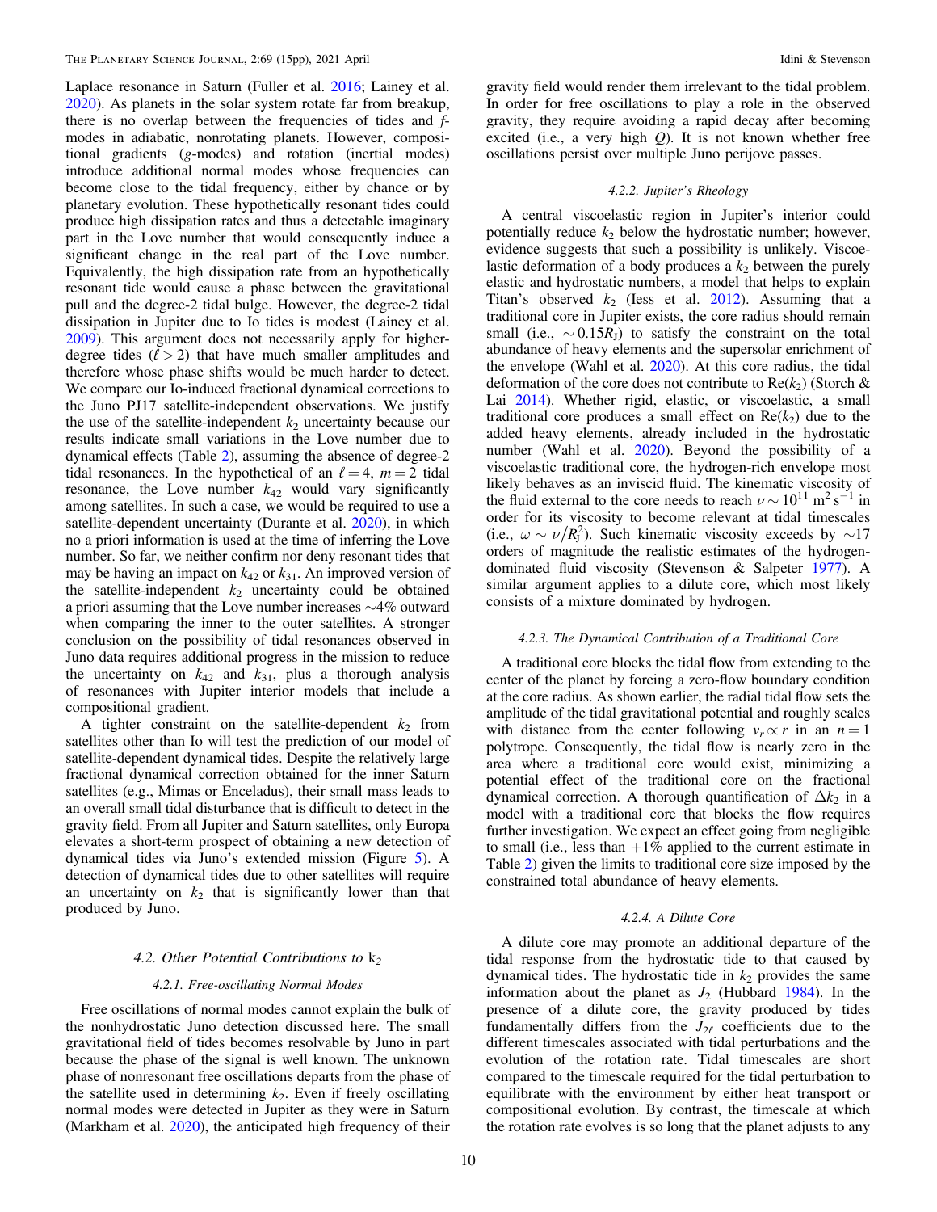Laplace resonance in Saturn (Fuller et al. 2016; Lainey et al. 2020). As planets in the solar system rotate far from breakup, there is no overlap between the frequencies of tides and *f*-modes in adiabatic, nonrotating planets. However, compositional gradients (*g*-modes) and rotation (inertial modes) introduce additional normal modes whose frequencies can become close to the tidal frequency, either by chance or by planetary evolution. These hypothetically resonant tides could produce high dissipation rates and thus a detectable imaginary part in the Love number that would consequently induce a significant change in the real part of the Love number. Equivalently, the high dissipation rate from an hypothetically resonant tide would cause a phase between the gravitational pull and the degree-2 tidal bulge. However, the degree-2 tidal dissipation in Jupiter due to Io tides is modest (Lainey et al. 2009). This argument does not necessarily apply for higher-degree tides ($\ell > 2$) that have much smaller amplitudes and therefore whose phase shifts would be much harder to detect. We compare our Io-induced fractional dynamical corrections to the Juno PJ17 satellite-independent observations. We justify the use of the satellite-independent $k_2$ uncertainty because our results indicate small variations in the Love number due to dynamical effects (Table 2), assuming the absence of degree-2 tidal resonances. In the hypothetical of an $\ell = 4$, $m = 2$ tidal resonance, the Love number $k_{42}$ would vary significantly among satellites. In such a case, we would be required to use a satellite-dependent uncertainty (Durante et al. 2020), in which no a priori information is used at the time of inferring the Love number. So far, we neither confirm nor deny resonant tides that may be having an impact on $k_{42}$ or $k_{31}$. An improved version of the satellite-independent $k_2$ uncertainty could be obtained a priori assuming that the Love number increases ~4% outward when comparing the inner to the outer satellites. A stronger conclusion on the possibility of tidal resonances observed in Juno data requires additional progress in the mission to reduce the uncertainty on $k_{42}$ and $k_{31}$, plus a thorough analysis of resonances with Jupiter interior models that include a compositional gradient.

A tighter constraint on the satellite-dependent $k_2$ from satellites other than Io will test the prediction of our model of satellite-dependent dynamical tides. Despite the relatively large fractional dynamical correction obtained for the inner Saturn satellites (e.g., Mimas or Enceladus), their small mass leads to an overall small tidal disturbance that is difficult to detect in the gravity field. From all Jupiter and Saturn satellites, only Europa elevates a short-term prospect of obtaining a new detection of dynamical tides via Juno's extended mission (Figure 5). A detection of dynamical tides due to other satellites will require an uncertainty on $k_2$ that is significantly lower than that produced by Juno.

### 4.2. Other Potential Contributions to $k_2$

#### 4.2.1. Free-oscillating Normal Modes

Free oscillations of normal modes cannot explain the bulk of the nonhydrostatic Juno detection discussed here. The small gravitational field of tides becomes resolvable by Juno in part because the phase of the signal is well known. The unknown phase of nonresonant free oscillations departs from the phase of the satellite used in determining $k_2$. Even if freely oscillating normal modes were detected in Jupiter as they were in Saturn (Markham et al. 2020), the anticipated high frequency of their gravity field would render them irrelevant to the tidal problem. In order for free oscillations to play a role in the observed gravity, they require avoiding a rapid decay after becoming excited (i.e., a very high $Q$). It is not known whether free oscillations persist over multiple Juno perijove passes.

#### 4.2.2. Jupiter's Rheology

A central viscoelastic region in Jupiter's interior could potentially reduce $k_2$ below the hydrostatic number; however, evidence suggests that such a possibility is unlikely. Viscoelastic deformation of a body produces a $k_2$ between the purely elastic and hydrostatic numbers, a model that helps to explain Titan's observed $k_2$ (Iess et al. 2012). Assuming that a traditional core in Jupiter exists, the core radius should remain small (i.e., $\sim 0.15R_J$) to satisfy the constraint on the total abundance of heavy elements and the supersolar enrichment of the envelope (Wahl et al. 2020). At this core radius, the tidal deformation of the core does not contribute to $\mathrm{Re}(k_2)$ (Storch & Lai 2014). Whether rigid, elastic, or viscoelastic, a small traditional core produces a small effect on $\mathrm{Re}(k_2)$ due to the added heavy elements, already included in the hydrostatic number (Wahl et al. 2020). Beyond the possibility of a viscoelastic traditional core, the hydrogen-rich envelope most likely behaves as an inviscid fluid. The kinematic viscosity of the fluid external to the core needs to reach $\nu \sim 10^{11}\ \mathrm{m^2\ s^{-1}}$ in order for its viscosity to become relevant at tidal timescales (i.e., $\omega \sim \nu / R_J^2$). Such kinematic viscosity exceeds by ~17 orders of magnitude the realistic estimates of the hydrogen-dominated fluid viscosity (Stevenson & Salpeter 1977). A similar argument applies to a dilute core, which most likely consists of a mixture dominated by hydrogen.

#### 4.2.3. The Dynamical Contribution of a Traditional Core

A traditional core blocks the tidal flow from extending to the center of the planet by forcing a zero-flow boundary condition at the core radius. As shown earlier, the radial tidal flow sets the amplitude of the tidal gravitational potential and roughly scales with distance from the center following $v_r \propto r$ in an $n = 1$ polytrope. Consequently, the tidal flow is nearly zero in the area where a traditional core would exist, minimizing a potential effect of the traditional core on the fractional dynamical correction. A thorough quantification of $\Delta k_2$ in a model with a traditional core that blocks the flow requires further investigation. We expect an effect going from negligible to small (i.e., less than +1% applied to the current estimate in Table 2) given the limits to traditional core size imposed by the constrained total abundance of heavy elements.

#### 4.2.4. A Dilute Core

A dilute core may promote an additional departure of the tidal response from the hydrostatic tide to that caused by dynamical tides. The hydrostatic tide in $k_2$ provides the same information about the planet as $J_2$ (Hubbard 1984). In the presence of a dilute core, the gravity produced by tides fundamentally differs from the $J_{2\ell}$ coefficients due to the different timescales associated with tidal perturbations and the evolution of the rotation rate. Tidal timescales are short compared to the timescale required for the tidal perturbation to equilibrate with the environment by either heat transport or compositional evolution. By contrast, the timescale at which the rotation rate evolves is so long that the planet adjusts to any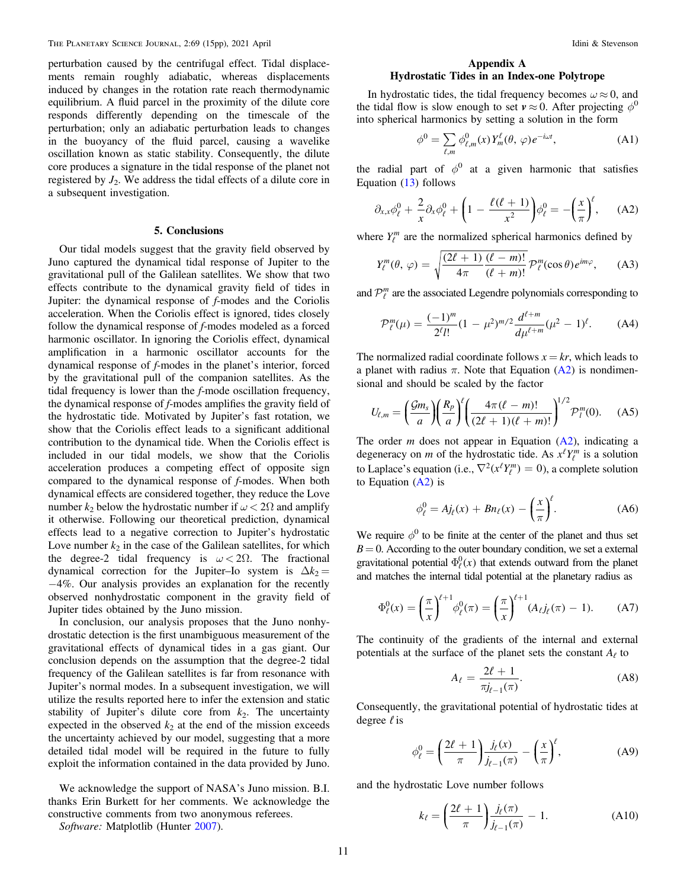perturbation caused by the centrifugal effect. Tidal displacements remain roughly adiabatic, whereas displacements induced by changes in the rotation rate reach thermodynamic equilibrium. A fluid parcel in the proximity of the dilute core responds differently depending on the timescale of the perturbation; only an adiabatic perturbation leads to changes in the buoyancy of the fluid parcel, causing a wavelike oscillation known as static stability. Consequently, the dilute core produces a signature in the tidal response of the planet not registered by $J_2$. We address the tidal effects of a dilute core in a subsequent investigation.

## 5. Conclusions

Our tidal models suggest that the gravity field observed by Juno captured the dynamical tidal response of Jupiter to the gravitational pull of the Galilean satellites. We show that two effects contribute to the dynamical gravity field of tides in Jupiter: the dynamical response of *f*-modes and the Coriolis acceleration. When the Coriolis effect is ignored, tides closely follow the dynamical response of *f*-modes modeled as a forced harmonic oscillator. In ignoring the Coriolis effect, dynamical amplification in a harmonic oscillator accounts for the dynamical response of *f*-modes in the planet's interior, forced by the gravitational pull of the companion satellites. As the tidal frequency is lower than the *f*-mode oscillation frequency, the dynamical response of *f*-modes amplifies the gravity field of the hydrostatic tide. Motivated by Jupiter's fast rotation, we show that the Coriolis effect leads to a significant additional contribution to the dynamical tide. When the Coriolis effect is included in our tidal models, we show that the Coriolis acceleration produces a competing effect of opposite sign compared to the dynamical response of *f*-modes. When both dynamical effects are considered together, they reduce the Love number $k_2$ below the hydrostatic number if $\omega < 2\Omega$ and amplify it otherwise. Following our theoretical prediction, dynamical effects lead to a negative correction to Jupiter's hydrostatic Love number $k_2$ in the case of the Galilean satellites, for which the degree-2 tidal frequency is $\omega < 2\Omega$. The fractional dynamical correction for the Jupiter–Io system is $\Delta k_2 = -4\%$. Our analysis provides an explanation for the recently observed nonhydrostatic component in the gravity field of Jupiter tides obtained by the Juno mission.

In conclusion, our analysis proposes that the Juno nonhydrostatic detection is the first unambiguous measurement of the gravitational effects of dynamical tides in a gas giant. Our conclusion depends on the assumption that the degree-2 tidal frequency of the Galilean satellites is far from resonance with Jupiter's normal modes. In a subsequent investigation, we will utilize the results reported here to infer the extension and static stability of Jupiter's dilute core from $k_2$. The uncertainty expected in the observed $k_2$ at the end of the mission exceeds the uncertainty achieved by our model, suggesting that a more detailed tidal model will be required in the future to fully exploit the information contained in the data provided by Juno.

We acknowledge the support of NASA's Juno mission. B.I. thanks Erin Burkett for her comments. We acknowledge the constructive comments from two anonymous referees.

*Software:* Matplotlib (Hunter 2007).

## Appendix A
## Hydrostatic Tides in an Index-one Polytrope

In hydrostatic tides, the tidal frequency becomes $\omega \approx 0$, and the tidal flow is slow enough to set $\boldsymbol{v} \approx 0$. After projecting $\phi^0$ into spherical harmonics by setting a solution in the form

$$\phi^0 = \sum_{\ell,m} \phi^0_{\ell,m}(x) Y^\ell_m(\theta, \varphi) e^{-i\omega t}, \tag{A1}$$

the radial part of $\phi^0$ at a given harmonic that satisfies Equation (13) follows

$$\partial_{x,x}\phi^0_\ell + \frac{2}{x}\partial_x\phi^0_\ell + \left(1 - \frac{\ell(\ell+1)}{x^2}\right)\phi^0_\ell = -\left(\frac{x}{\pi}\right)^\ell, \tag{A2}$$

where $Y^m_\ell$ are the normalized spherical harmonics defined by

$$Y^m_\ell(\theta, \varphi) = \sqrt{\frac{(2\ell+1)}{4\pi}\frac{(\ell-m)!}{(\ell+m)!}}\mathcal{P}^m_\ell(\cos\theta)e^{im\varphi}, \tag{A3}$$

and $\mathcal{P}^m_\ell$ are the associated Legendre polynomials corresponding to

$$\mathcal{P}^m_\ell(\mu) = \frac{(-1)^m}{2^\ell l!}(1-\mu^2)^{m/2}\frac{d^{\ell+m}}{d\mu^{\ell+m}}(\mu^2-1)^\ell. \tag{A4}$$

The normalized radial coordinate follows $x = kr$, which leads to a planet with radius $\pi$. Note that Equation (A2) is nondimensional and should be scaled by the factor

$$U_{\ell,m} = \left(\frac{\mathcal{G}m_s}{a}\right)\left(\frac{R_p}{a}\right)^\ell\left(\frac{4\pi(\ell-m)!}{(2\ell+1)(\ell+m)!}\right)^{1/2}\mathcal{P}^m_l(0). \tag{A5}$$

The order $m$ does not appear in Equation (A2), indicating a degeneracy on $m$ of the hydrostatic tide. As $x^\ell Y^m_\ell$ is a solution to Laplace's equation (i.e., $\nabla^2(x^\ell Y^m_\ell) = 0$), a complete solution to Equation (A2) is

$$\phi^0_\ell = Aj_\ell(x) + Bn_\ell(x) - \left(\frac{x}{\pi}\right)^\ell. \tag{A6}$$

We require $\phi^0$ to be finite at the center of the planet and thus set $B = 0$. According to the outer boundary condition, we set a external gravitational potential $\Phi^0_\ell(x)$ that extends outward from the planet and matches the internal tidal potential at the planetary radius as

$$\Phi^0_\ell(x) = \left(\frac{\pi}{x}\right)^{\ell+1}\phi^0_\ell(\pi) = \left(\frac{\pi}{x}\right)^{\ell+1}(A_\ell j_\ell(\pi) - 1). \tag{A7}$$

The continuity of the gradients of the internal and external potentials at the surface of the planet sets the constant $A_\ell$ to

$$A_\ell = \frac{2\ell+1}{\pi j_{\ell-1}(\pi)}. \tag{A8}$$

Consequently, the gravitational potential of hydrostatic tides at degree $\ell$ is

$$\phi^0_\ell = \left(\frac{2\ell+1}{\pi}\right)\frac{j_\ell(x)}{j_{\ell-1}(\pi)} - \left(\frac{x}{\pi}\right)^\ell, \tag{A9}$$

and the hydrostatic Love number follows

$$k_\ell = \left(\frac{2\ell+1}{\pi}\right)\frac{j_\ell(\pi)}{j_{\ell-1}(\pi)} - 1. \tag{A10}$$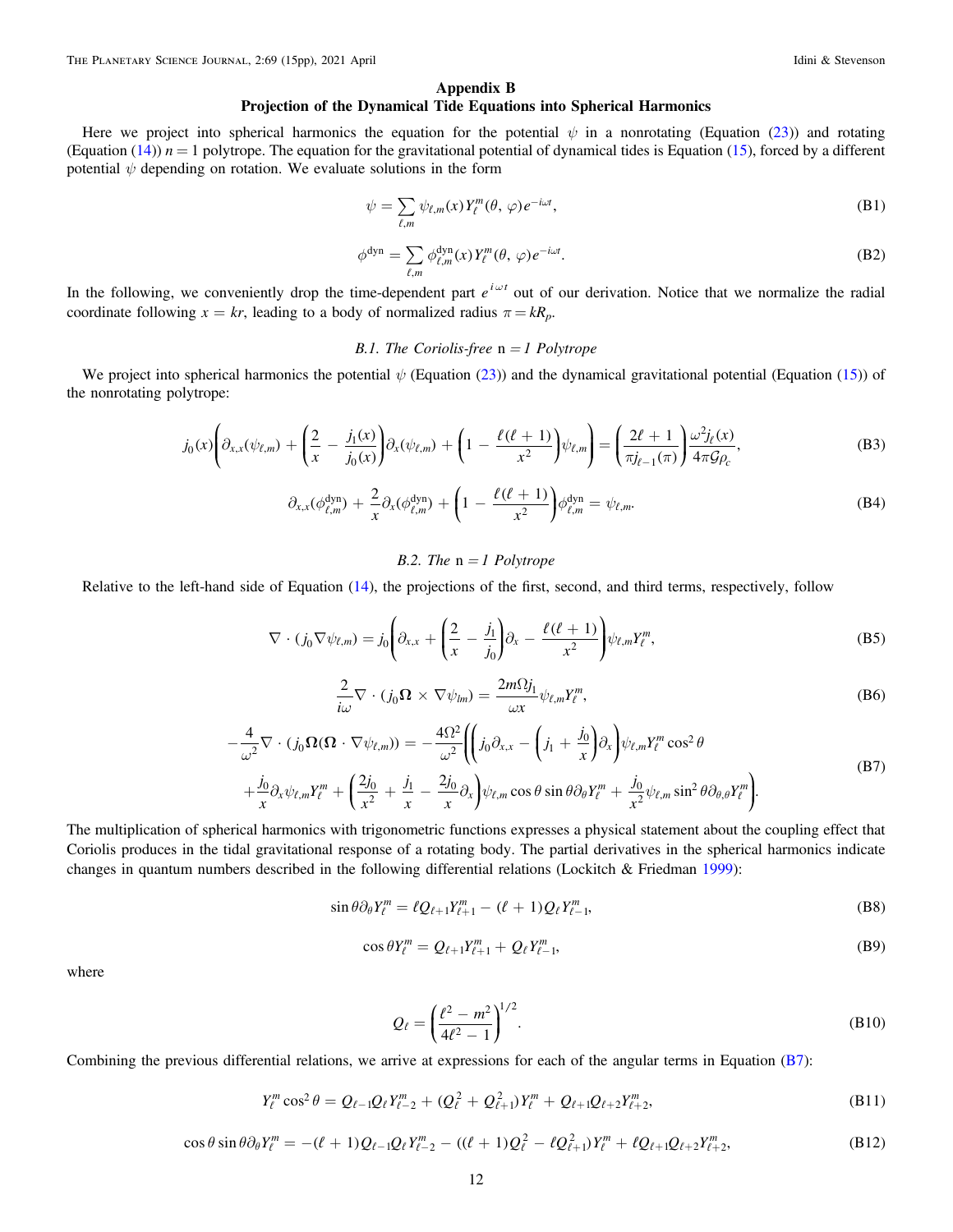## Appendix B
## Projection of the Dynamical Tide Equations into Spherical Harmonics

Here we project into spherical harmonics the equation for the potential $\psi$ in a nonrotating (Equation (23)) and rotating (Equation (14)) $n = 1$ polytrope. The equation for the gravitational potential of dynamical tides is Equation (15), forced by a different potential $\psi$ depending on rotation. We evaluate solutions in the form

$$\psi = \sum_{\ell,m} \psi_{\ell,m}(x) Y_\ell^m(\theta, \varphi) e^{-i\omega t}, \tag{B1}$$

$$\phi^{\rm dyn} = \sum_{\ell,m} \phi_{\ell,m}^{\rm dyn}(x) Y_\ell^m(\theta, \varphi) e^{-i\omega t}. \tag{B2}$$

In the following, we conveniently drop the time-dependent part $e^{i\omega t}$ out of our derivation. Notice that we normalize the radial coordinate following $x = kr$, leading to a body of normalized radius $\pi = kR_p$.

### B.1. The Coriolis-free n = 1 Polytrope

We project into spherical harmonics the potential $\psi$ (Equation (23)) and the dynamical gravitational potential (Equation (15)) of the nonrotating polytrope:

$$j_0(x)\left(\partial_{x,x}(\psi_{\ell,m}) + \left(\frac{2}{x} - \frac{j_1(x)}{j_0(x)}\right)\partial_x(\psi_{\ell,m}) + \left(1 - \frac{\ell(\ell+1)}{x^2}\right)\psi_{\ell,m}\right) = \left(\frac{2\ell+1}{\pi j_{\ell-1}(\pi)}\right)\frac{\omega^2 j_\ell(x)}{4\pi\mathcal{G}\rho_c}, \tag{B3}$$

$$\partial_{x,x}(\phi_{\ell,m}^{\rm dyn}) + \frac{2}{x}\partial_x(\phi_{\ell,m}^{\rm dyn}) + \left(1 - \frac{\ell(\ell+1)}{x^2}\right)\phi_{\ell,m}^{\rm dyn} = \psi_{\ell,m}. \tag{B4}$$

### B.2. The n = 1 Polytrope

Relative to the left-hand side of Equation (14), the projections of the first, second, and third terms, respectively, follow

$$\nabla\cdot(j_0\nabla\psi_{\ell,m}) = j_0\left(\partial_{x,x} + \left(\frac{2}{x} - \frac{j_1}{j_0}\right)\partial_x - \frac{\ell(\ell+1)}{x^2}\right)\psi_{\ell,m}Y_\ell^m, \tag{B5}$$

$$\frac{2}{i\omega}\nabla\cdot(j_0\boldsymbol{\Omega}\times\nabla\psi_{lm}) = \frac{2m\Omega j_1}{\omega x}\psi_{\ell,m}Y_\ell^m, \tag{B6}$$

$$\begin{aligned}-\frac{4}{\omega^2}\nabla\cdot(j_0\boldsymbol{\Omega}(\boldsymbol{\Omega}\cdot\nabla\psi_{\ell,m})) = &-\frac{4\Omega^2}{\omega^2}\Bigg(\left(j_0\partial_{x,x} - \left(j_1 + \frac{j_0}{x}\right)\partial_x\right)\psi_{\ell,m}Y_\ell^m\cos^2\theta \\ &+\frac{j_0}{x}\partial_x\psi_{\ell,m}Y_\ell^m + \left(\frac{2j_0}{x^2} + \frac{j_1}{x} - \frac{2j_0}{x}\partial_x\right)\psi_{\ell,m}\cos\theta\sin\theta\partial_\theta Y_\ell^m + \frac{j_0}{x^2}\psi_{\ell,m}\sin^2\theta\partial_{\theta,\theta}Y_\ell^m\Bigg).\end{aligned} \tag{B7}$$

The multiplication of spherical harmonics with trigonometric functions expresses a physical statement about the coupling effect that Coriolis produces in the tidal gravitational response of a rotating body. The partial derivatives in the spherical harmonics indicate changes in quantum numbers described in the following differential relations (Lockitch & Friedman 1999):

$$\sin\theta\partial_\theta Y_\ell^m = \ell Q_{\ell+1}Y_{\ell+1}^m - (\ell+1)Q_\ell Y_{\ell-1}^m, \tag{B8}$$

$$\cos\theta Y_\ell^m = Q_{\ell+1}Y_{\ell+1}^m + Q_\ell Y_{\ell-1}^m, \tag{B9}$$

where

$$Q_\ell = \left(\frac{\ell^2 - m^2}{4\ell^2 - 1}\right)^{1/2}. \tag{B10}$$

Combining the previous differential relations, we arrive at expressions for each of the angular terms in Equation (B7):

$$Y_\ell^m\cos^2\theta = Q_{\ell-1}Q_\ell Y_{\ell-2}^m + (Q_\ell^2 + Q_{\ell+1}^2)Y_\ell^m + Q_{\ell+1}Q_{\ell+2}Y_{\ell+2}^m, \tag{B11}$$

$$\cos\theta\sin\theta\partial_\theta Y_\ell^m = -(\ell+1)Q_{\ell-1}Q_\ell Y_{\ell-2}^m - ((\ell+1)Q_\ell^2 - \ell Q_{\ell+1}^2)Y_\ell^m + \ell Q_{\ell+1}Q_{\ell+2}Y_{\ell+2}^m, \tag{B12}$$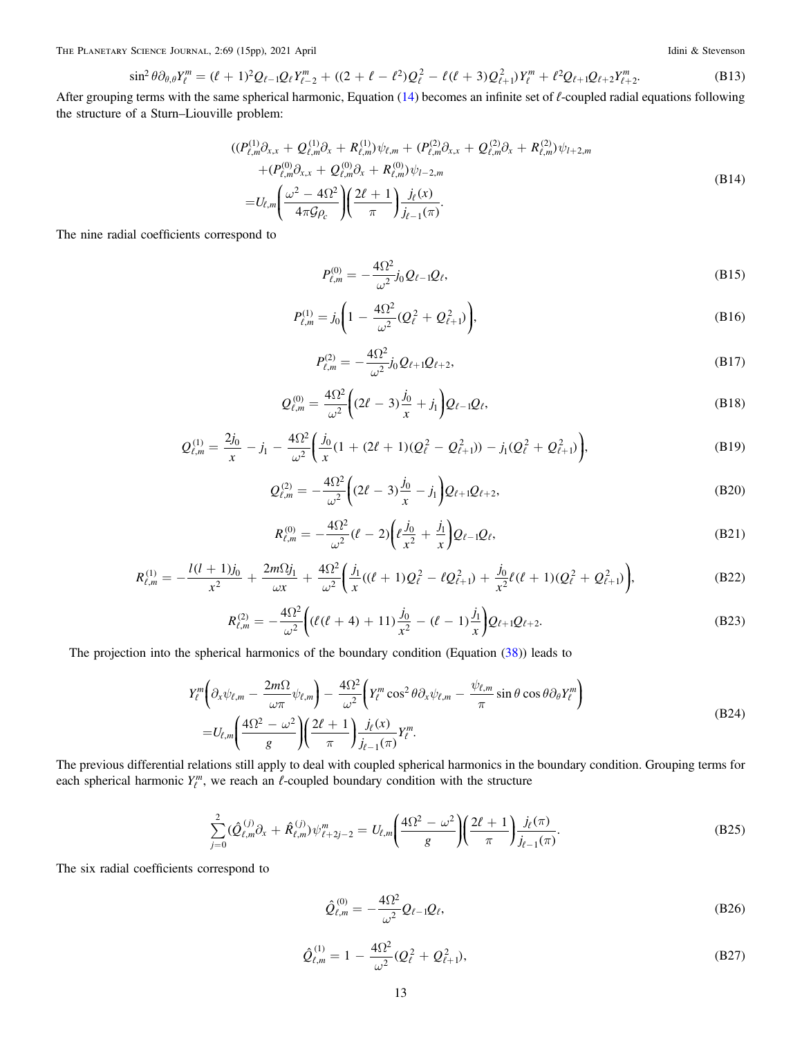$$\sin^2\theta\partial_{\theta,\theta}Y_\ell^m = (\ell+1)^2 Q_{\ell-1}Q_\ell Y_{\ell-2}^m + ((2+\ell-\ell^2)Q_\ell^2 - \ell(\ell+3)Q_{\ell+1}^2)Y_\ell^m + \ell^2 Q_{\ell+1}Q_{\ell+2}Y_{\ell+2}^m. \tag{B13}$$

After grouping terms with the same spherical harmonic, Equation (14) becomes an infinite set of $\ell$-coupled radial equations following the structure of a Sturm–Liouville problem:

$$\begin{aligned}
&((P_{\ell,m}^{(1)}\partial_{x,x} + Q_{\ell,m}^{(1)}\partial_x + R_{\ell,m}^{(1)})\psi_{\ell,m} + (P_{\ell,m}^{(2)}\partial_{x,x} + Q_{\ell,m}^{(2)}\partial_x + R_{\ell,m}^{(2)})\psi_{l+2,m}\\
&+(P_{\ell,m}^{(0)}\partial_{x,x} + Q_{\ell,m}^{(0)}\partial_x + R_{\ell,m}^{(0)})\psi_{l-2,m}\\
&=U_{\ell,m}\left(\frac{\omega^2-4\Omega^2}{4\pi\mathcal{G}\rho_c}\right)\left(\frac{2\ell+1}{\pi}\right)\frac{j_\ell(x)}{j_{\ell-1}(\pi)}.
\end{aligned} \tag{B14}$$

The nine radial coefficients correspond to

$$P_{\ell,m}^{(0)} = -\frac{4\Omega^2}{\omega^2}j_0 Q_{\ell-1}Q_\ell, \tag{B15}$$

$$P_{\ell,m}^{(1)} = j_0\left(1 - \frac{4\Omega^2}{\omega^2}(Q_\ell^2 + Q_{\ell+1}^2)\right), \tag{B16}$$

$$P_{\ell,m}^{(2)} = -\frac{4\Omega^2}{\omega^2}j_0 Q_{\ell+1}Q_{\ell+2}, \tag{B17}$$

$$Q_{\ell,m}^{(0)} = \frac{4\Omega^2}{\omega^2}\left((2\ell-3)\frac{j_0}{x} + j_1\right)Q_{\ell-1}Q_\ell, \tag{B18}$$

$$Q_{\ell,m}^{(1)} = \frac{2j_0}{x} - j_1 - \frac{4\Omega^2}{\omega^2}\left(\frac{j_0}{x}(1 + (2\ell+1)(Q_\ell^2 - Q_{\ell+1}^2)) - j_1(Q_\ell^2 + Q_{\ell+1}^2)\right), \tag{B19}$$

$$Q_{\ell,m}^{(2)} = -\frac{4\Omega^2}{\omega^2}\left((2\ell-3)\frac{j_0}{x} - j_1\right)Q_{\ell+1}Q_{\ell+2}, \tag{B20}$$

$$R_{\ell,m}^{(0)} = -\frac{4\Omega^2}{\omega^2}(\ell-2)\left(\ell\frac{j_0}{x^2} + \frac{j_1}{x}\right)Q_{\ell-1}Q_\ell, \tag{B21}$$

$$R_{\ell,m}^{(1)} = -\frac{l(l+1)j_0}{x^2} + \frac{2m\Omega j_1}{\omega x} + \frac{4\Omega^2}{\omega^2}\left(\frac{j_1}{x}((\ell+1)Q_\ell^2 - \ell Q_{\ell+1}^2) + \frac{j_0}{x^2}\ell(\ell+1)(Q_\ell^2 + Q_{\ell+1}^2)\right), \tag{B22}$$

$$R_{\ell,m}^{(2)} = -\frac{4\Omega^2}{\omega^2}\left((\ell(\ell+4)+11)\frac{j_0}{x^2} - (\ell-1)\frac{j_1}{x}\right)Q_{\ell+1}Q_{\ell+2}. \tag{B23}$$

The projection into the spherical harmonics of the boundary condition (Equation (38)) leads to

$$\begin{aligned}
&Y_\ell^m\left(\partial_x\psi_{\ell,m} - \frac{2m\Omega}{\omega\pi}\psi_{\ell,m}\right) - \frac{4\Omega^2}{\omega^2}\left(Y_\ell^m\cos^2\theta\partial_x\psi_{\ell,m} - \frac{\psi_{\ell,m}}{\pi}\sin\theta\cos\theta\partial_\theta Y_\ell^m\right)\\
&=U_{\ell,m}\left(\frac{4\Omega^2-\omega^2}{g}\right)\left(\frac{2\ell+1}{\pi}\right)\frac{j_\ell(x)}{j_{\ell-1}(\pi)}Y_\ell^m.
\end{aligned} \tag{B24}$$

The previous differential relations still apply to deal with coupled spherical harmonics in the boundary condition. Grouping terms for each spherical harmonic $Y_\ell^m$, we reach an $\ell$-coupled boundary condition with the structure

$$\sum_{j=0}^{2}(\hat{Q}_{\ell,m}^{(j)}\partial_x + \hat{R}_{\ell,m}^{(j)})\psi_{\ell+2j-2}^m = U_{\ell,m}\left(\frac{4\Omega^2-\omega^2}{g}\right)\left(\frac{2\ell+1}{\pi}\right)\frac{j_\ell(\pi)}{j_{\ell-1}(\pi)}. \tag{B25}$$

The six radial coefficients correspond to

$$\hat{Q}_{\ell,m}^{(0)} = -\frac{4\Omega^2}{\omega^2}Q_{\ell-1}Q_\ell, \tag{B26}$$

$$\hat{Q}_{\ell,m}^{(1)} = 1 - \frac{4\Omega^2}{\omega^2}(Q_\ell^2 + Q_{\ell+1}^2), \tag{B27}$$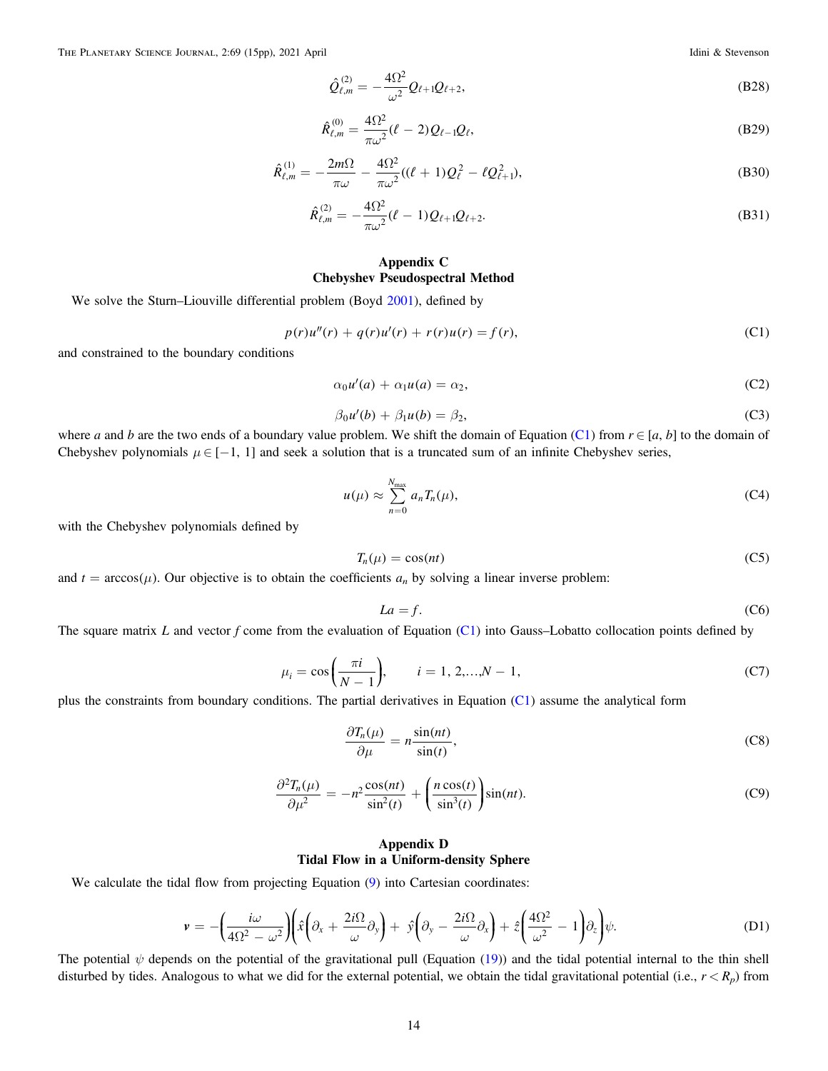$$\hat{Q}^{(2)}_{\ell,m} = -\frac{4\Omega^2}{\omega^2} Q_{\ell+1} Q_{\ell+2}, \tag{B28}$$

$$\hat{R}^{(0)}_{\ell,m} = \frac{4\Omega^2}{\pi\omega^2}(\ell - 2) Q_{\ell-1} Q_{\ell}, \tag{B29}$$

$$\hat{R}^{(1)}_{\ell,m} = -\frac{2m\Omega}{\pi\omega} - \frac{4\Omega^2}{\pi\omega^2}((\ell + 1) Q_{\ell}^2 - \ell Q_{\ell+1}^2), \tag{B30}$$

$$\hat{R}^{(2)}_{\ell,m} = -\frac{4\Omega^2}{\pi\omega^2}(\ell - 1) Q_{\ell+1} Q_{\ell+2}. \tag{B31}$$

## Appendix C
## Chebyshev Pseudospectral Method

We solve the Sturm–Liouville differential problem (Boyd 2001), defined by

$$p(r)u''(r) + q(r)u'(r) + r(r)u(r) = f(r), \tag{C1}$$

and constrained to the boundary conditions

$$\alpha_0 u'(a) + \alpha_1 u(a) = \alpha_2, \tag{C2}$$

$$\beta_0 u'(b) + \beta_1 u(b) = \beta_2, \tag{C3}$$

where $a$ and $b$ are the two ends of a boundary value problem. We shift the domain of Equation (C1) from $r \in [a, b]$ to the domain of Chebyshev polynomials $\mu \in [-1, 1]$ and seek a solution that is a truncated sum of an infinite Chebyshev series,

$$u(\mu) \approx \sum_{n=0}^{N_{\max}} a_n T_n(\mu), \tag{C4}$$

with the Chebyshev polynomials defined by

$$T_n(\mu) = \cos(nt) \tag{C5}$$

and $t = \arccos(\mu)$. Our objective is to obtain the coefficients $a_n$ by solving a linear inverse problem:

$$La = f. \tag{C6}$$

The square matrix $L$ and vector $f$ come from the evaluation of Equation (C1) into Gauss–Lobatto collocation points defined by

$$\mu_i = \cos\left(\frac{\pi i}{N - 1}\right), \qquad i = 1, 2,\ldots,N - 1, \tag{C7}$$

plus the constraints from boundary conditions. The partial derivatives in Equation (C1) assume the analytical form

$$\frac{\partial T_n(\mu)}{\partial \mu} = n\frac{\sin(nt)}{\sin(t)}, \tag{C8}$$

$$\frac{\partial^2 T_n(\mu)}{\partial \mu^2} = -n^2\frac{\cos(nt)}{\sin^2(t)} + \left(\frac{n\cos(t)}{\sin^3(t)}\right)\sin(nt). \tag{C9}$$

## Appendix D
## Tidal Flow in a Uniform-density Sphere

We calculate the tidal flow from projecting Equation (9) into Cartesian coordinates:

$$\boldsymbol{v} = -\left(\frac{i\omega}{4\Omega^2 - \omega^2}\right)\left(\hat{x}\left(\partial_x + \frac{2i\Omega}{\omega}\partial_y\right) + \hat{y}\left(\partial_y - \frac{2i\Omega}{\omega}\partial_x\right) + \hat{z}\left(\frac{4\Omega^2}{\omega^2} - 1\right)\partial_z\right)\psi. \tag{D1}$$

The potential $\psi$ depends on the potential of the gravitational pull (Equation (19)) and the tidal potential internal to the thin shell disturbed by tides. Analogous to what we did for the external potential, we obtain the tidal gravitational potential (i.e., $r < R_p$) from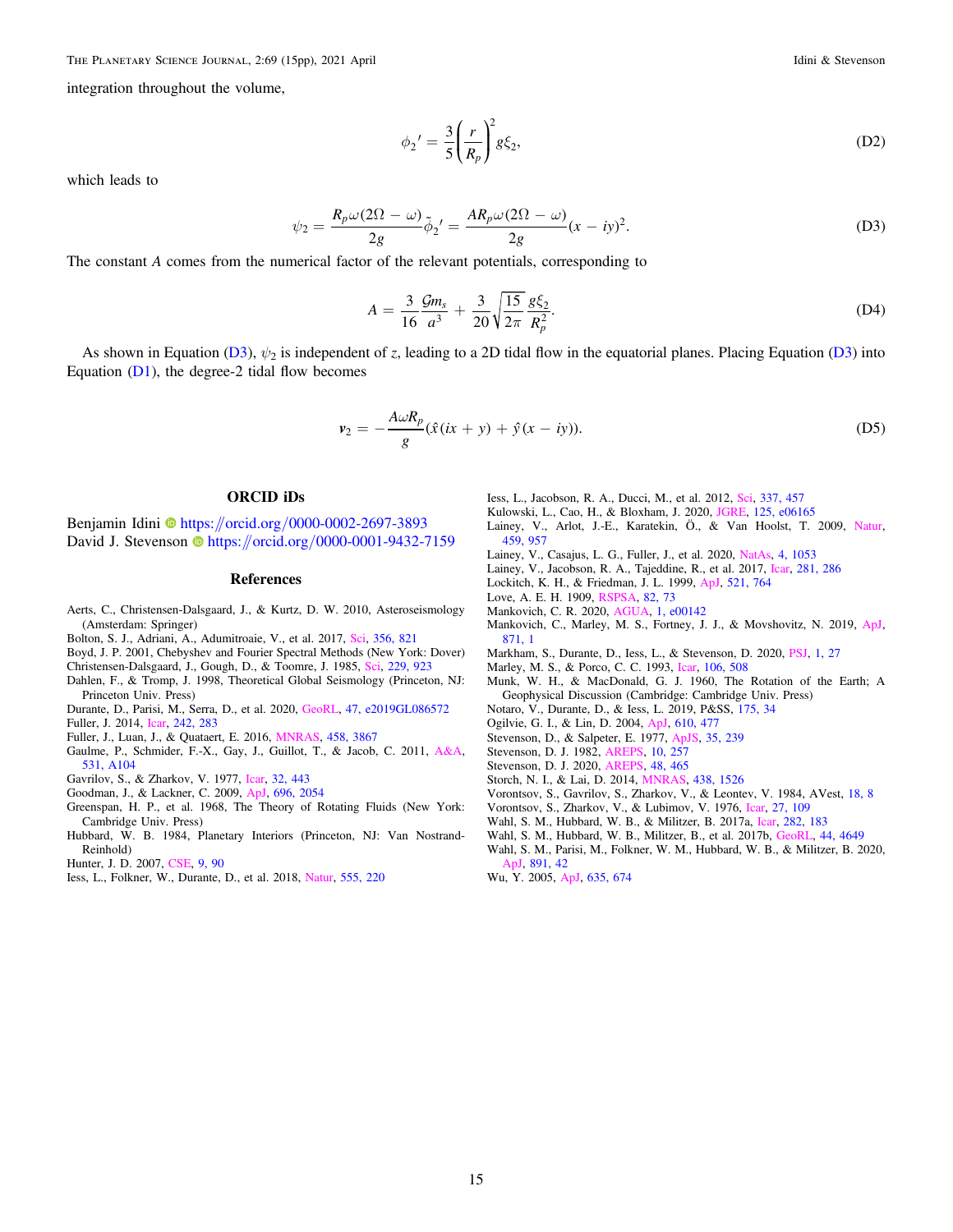integration throughout the volume,

$$
\phi_2{}' = \frac{3}{5}\left(\frac{r}{R_p}\right)^2 g\xi_2, \tag{D2}
$$

which leads to

$$
\psi_2 = \frac{R_p\omega(2\Omega - \omega)}{2g}\tilde{\phi}_2{}' = \frac{AR_p\omega(2\Omega - \omega)}{2g}(x - iy)^2. \tag{D3}
$$

The constant $A$ comes from the numerical factor of the relevant potentials, corresponding to

$$
A = \frac{3}{16}\frac{\mathcal{G}m_s}{a^3} + \frac{3}{20}\sqrt{\frac{15}{2\pi}}\frac{g\xi_2}{R_p^2}. \tag{D4}
$$

As shown in Equation (D3), $\psi_2$ is independent of $z$, leading to a 2D tidal flow in the equatorial planes. Placing Equation (D3) into Equation (D1), the degree-2 tidal flow becomes

$$
\boldsymbol{v}_2 = -\frac{A\omega R_p}{g}(\hat{x}(ix + y) + \hat{y}(x - iy)). \tag{D5}
$$

## ORCID iDs

Benjamin Idini https://orcid.org/0000-0002-2697-3893
David J. Stevenson https://orcid.org/0000-0001-9432-7159

## References

Aerts, C., Christensen-Dalsgaard, J., & Kurtz, D. W. 2010, Asteroseismology (Amsterdam: Springer)
Bolton, S. J., Adriani, A., Adumitroaie, V., et al. 2017, Sci, 356, 821
Boyd, J. P. 2001, Chebyshev and Fourier Spectral Methods (New York: Dover)
Christensen-Dalsgaard, J., Gough, D., & Toomre, J. 1985, Sci, 229, 923
Dahlen, F., & Tromp, J. 1998, Theoretical Global Seismology (Princeton, NJ: Princeton Univ. Press)
Durante, D., Parisi, M., Serra, D., et al. 2020, GeoRL, 47, e2019GL086572
Fuller, J. 2014, Icar, 242, 283
Fuller, J., Luan, J., & Quataert, E. 2016, MNRAS, 458, 3867
Gaulme, P., Schmider, F.-X., Gay, J., Guillot, T., & Jacob, C. 2011, A&A, 531, A104
Gavrilov, S., & Zharkov, V. 1977, Icar, 32, 443
Goodman, J., & Lackner, C. 2009, ApJ, 696, 2054
Greenspan, H. P., et al. 1968, The Theory of Rotating Fluids (New York: Cambridge Univ. Press)
Hubbard, W. B. 1984, Planetary Interiors (Princeton, NJ: Van Nostrand-Reinhold)
Hunter, J. D. 2007, CSE, 9, 90
Iess, L., Folkner, W., Durante, D., et al. 2018, Natur, 555, 220
Iess, L., Jacobson, R. A., Ducci, M., et al. 2012, Sci, 337, 457
Kulowski, L., Cao, H., & Bloxham, J. 2020, JGRE, 125, e06165
Lainey, V., Arlot, J.-E., Karatekin, Ö., & Van Hoolst, T. 2009, Natur, 459, 957
Lainey, V., Casajus, L. G., Fuller, J., et al. 2020, NatAs, 4, 1053
Lainey, V., Jacobson, R. A., Tajeddine, R., et al. 2017, Icar, 281, 286
Lockitch, K. H., & Friedman, J. L. 1999, ApJ, 521, 764
Love, A. E. H. 1909, RSPSA, 82, 73
Mankovich, C. R. 2020, AGUA, 1, e00142
Mankovich, C., Marley, M. S., Fortney, J. J., & Movshovitz, N. 2019, ApJ, 871, 1
Markham, S., Durante, D., Iess, L., & Stevenson, D. 2020, PSJ, 1, 27
Marley, M. S., & Porco, C. C. 1993, Icar, 106, 508
Munk, W. H., & MacDonald, G. J. 1960, The Rotation of the Earth; A Geophysical Discussion (Cambridge: Cambridge Univ. Press)
Notaro, V., Durante, D., & Iess, L. 2019, P&SS, 175, 34
Ogilvie, G. I., & Lin, D. 2004, ApJ, 610, 477
Stevenson, D., & Salpeter, E. 1977, ApJS, 35, 239
Stevenson, D. J. 1982, AREPS, 10, 257
Stevenson, D. J. 2020, AREPS, 48, 465
Storch, N. I., & Lai, D. 2014, MNRAS, 438, 1526
Vorontsov, S., Gavrilov, S., Zharkov, V., & Leontev, V. 1984, AVest, 18, 8
Vorontsov, S., Zharkov, V., & Lubimov, V. 1976, Icar, 27, 109
Wahl, S. M., Hubbard, W. B., & Militzer, B. 2017a, Icar, 282, 183
Wahl, S. M., Hubbard, W. B., Militzer, B., et al. 2017b, GeoRL, 44, 4649
Wahl, S. M., Parisi, M., Folkner, W. M., Hubbard, W. B., & Militzer, B. 2020, ApJ, 891, 42
Wu, Y. 2005, ApJ, 635, 674